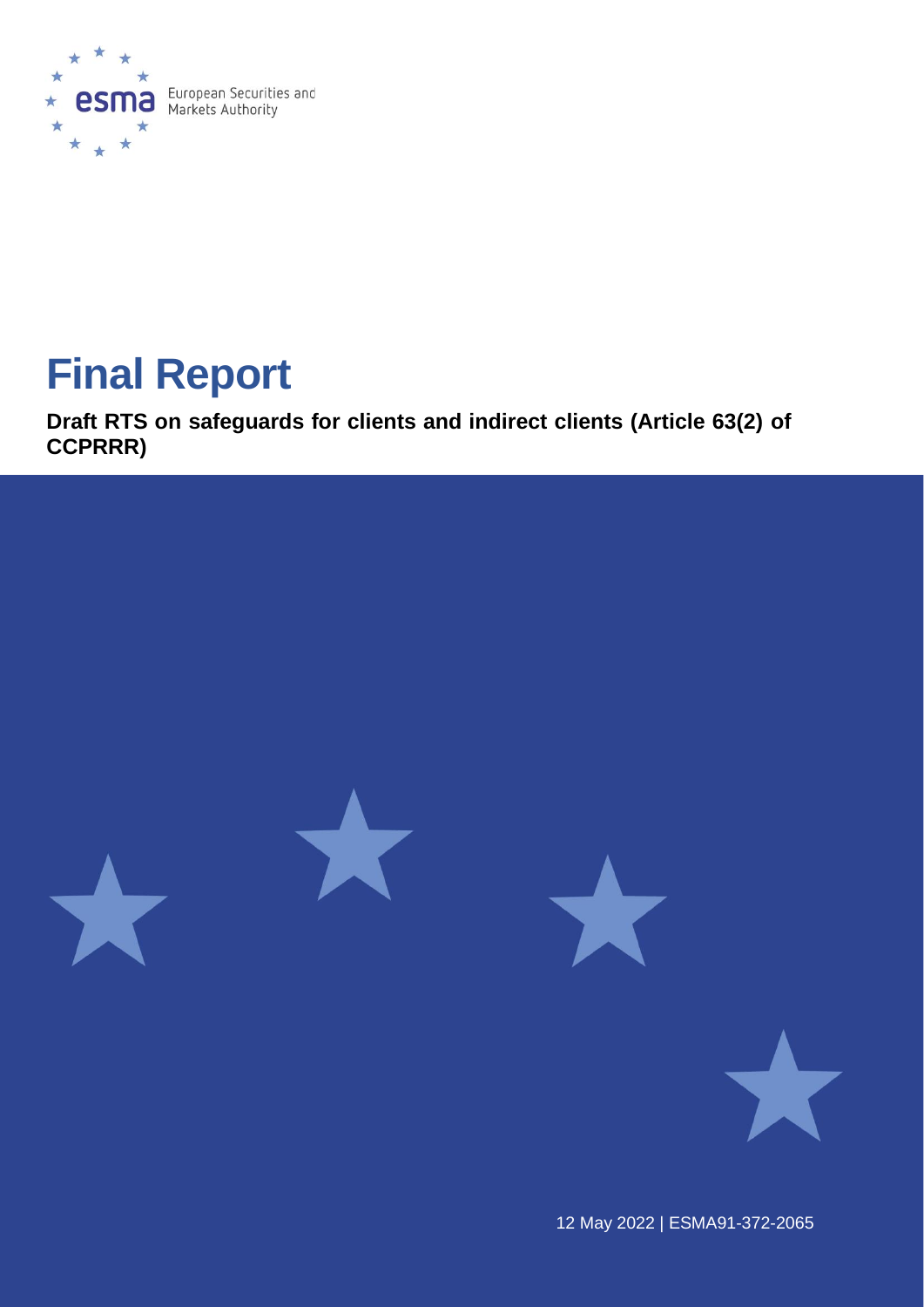European Securities and Markets Authority

# Final Report

**Draft RTS on safeguards for clients and indirect clients (Article 63(2) of CCPRRR)**

12 May 2022 | ESMA91-372-2065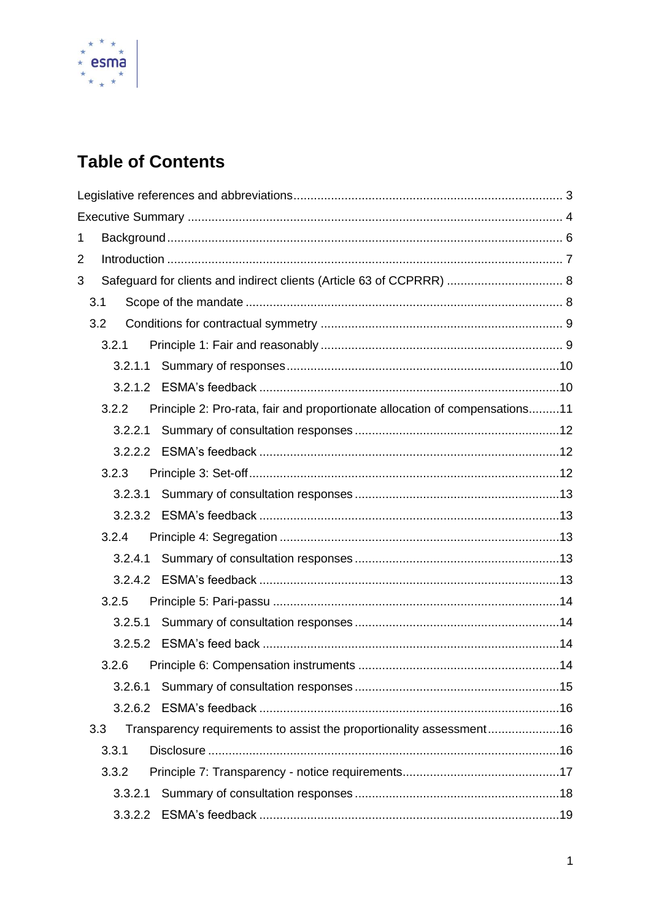# Table of Contents

Legislative references and abbreviations ............................................................................... 3

Executive Summary ............................................................................................................... 4

1 Background ........................................................................................................................ 6

2 Introduction ........................................................................................................................ 7

3 Safeguard for clients and indirect clients (Article 63 of CCPRRR) .................................. 8

- 3.1 Scope of the mandate ............................................................................................ 8
- 3.2 Conditions for contractual symmetry ....................................................................... 9
  - 3.2.1 Principle 1: Fair and reasonably ...................................................................... 9
    - 3.2.1.1 Summary of responses ................................................................................10
    - 3.2.1.2 ESMA's feedback .......................................................................................10
  - 3.2.2 Principle 2: Pro-rata, fair and proportionate allocation of compensations.........11
    - 3.2.2.1 Summary of consultation responses ............................................................12
    - 3.2.2.2 ESMA's feedback .......................................................................................12
  - 3.2.3 Principle 3: Set-off ..........................................................................................12
    - 3.2.3.1 Summary of consultation responses ............................................................13
    - 3.2.3.2 ESMA's feedback .......................................................................................13
  - 3.2.4 Principle 4: Segregation .................................................................................13
    - 3.2.4.1 Summary of consultation responses ............................................................13
    - 3.2.4.2 ESMA's feedback .......................................................................................13
  - 3.2.5 Principle 5: Pari-passu ...................................................................................14
    - 3.2.5.1 Summary of consultation responses ............................................................14
    - 3.2.5.2 ESMA's feed back ......................................................................................14
  - 3.2.6 Principle 6: Compensation instruments ...........................................................14
    - 3.2.6.1 Summary of consultation responses ............................................................15
    - 3.2.6.2 ESMA's feedback .......................................................................................16
- 3.3 Transparency requirements to assist the proportionality assessment .....................16
  - 3.3.1 Disclosure ......................................................................................................16
  - 3.3.2 Principle 7: Transparency - notice requirements..............................................17
    - 3.3.2.1 Summary of consultation responses ............................................................18
    - 3.3.2.2 ESMA's feedback .......................................................................................19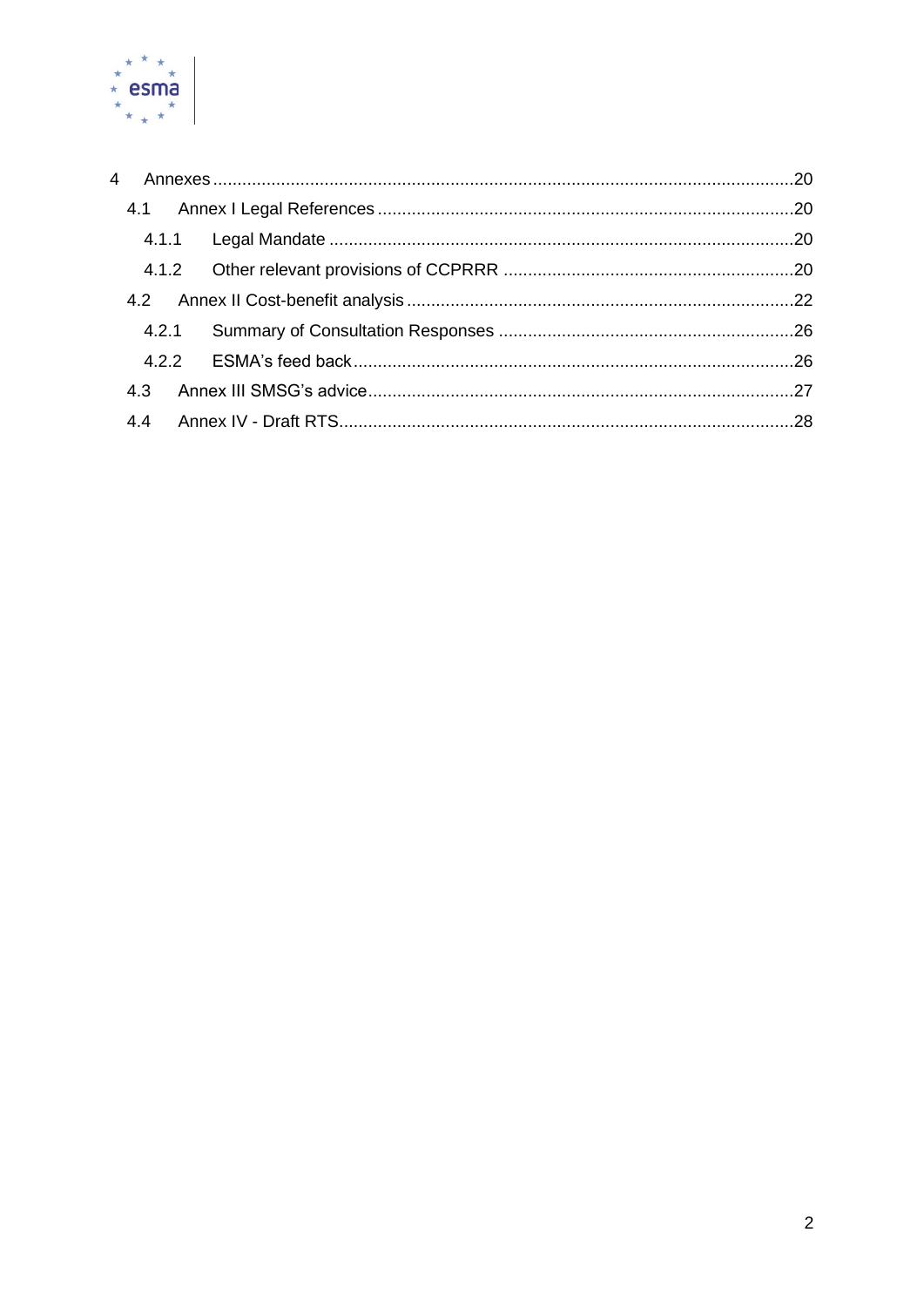4 Annexes ....................................................................................................................20

4.1 Annex I Legal References ..................................................................................20

4.1.1 Legal Mandate ..............................................................................................20

4.1.2 Other relevant provisions of CCPRRR ..........................................................20

4.2 Annex II Cost-benefit analysis .............................................................................22

4.2.1 Summary of Consultation Responses ...........................................................26

4.2.2 ESMA's feed back ........................................................................................26

4.3 Annex III SMSG's advice.....................................................................................27

4.4 Annex IV - Draft RTS...........................................................................................28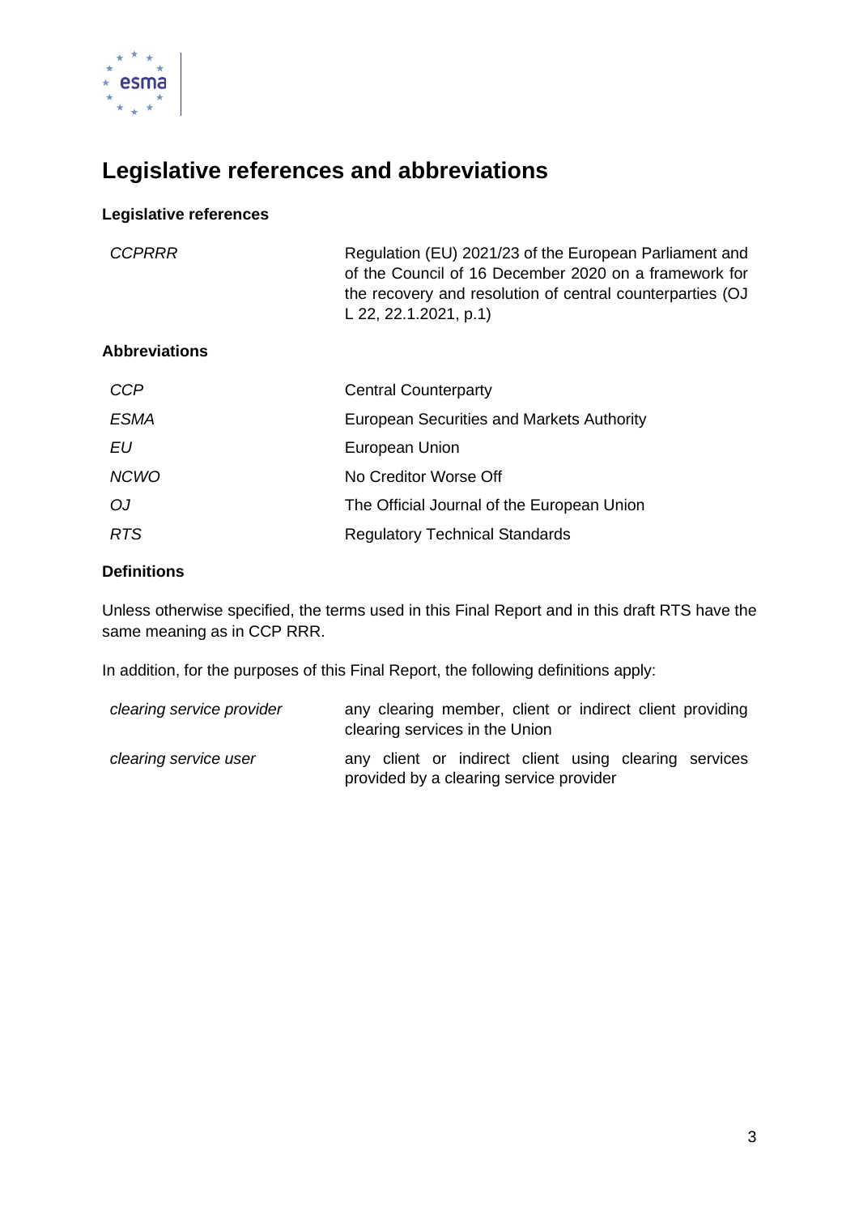# Legislative references and abbreviations

### Legislative references

| | |
|---|---|
| *CCPRRR* | Regulation (EU) 2021/23 of the European Parliament and of the Council of 16 December 2020 on a framework for the recovery and resolution of central counterparties (OJ L 22, 22.1.2021, p.1) |

### Abbreviations

| | |
|---|---|
| *CCP* | Central Counterparty |
| *ESMA* | European Securities and Markets Authority |
| *EU* | European Union |
| *NCWO* | No Creditor Worse Off |
| *OJ* | The Official Journal of the European Union |
| *RTS* | Regulatory Technical Standards |

### Definitions

Unless otherwise specified, the terms used in this Final Report and in this draft RTS have the same meaning as in CCP RRR.

In addition, for the purposes of this Final Report, the following definitions apply:

| | |
|---|---|
| *clearing service provider* | any clearing member, client or indirect client providing clearing services in the Union |
| *clearing service user* | any client or indirect client using clearing services provided by a clearing service provider |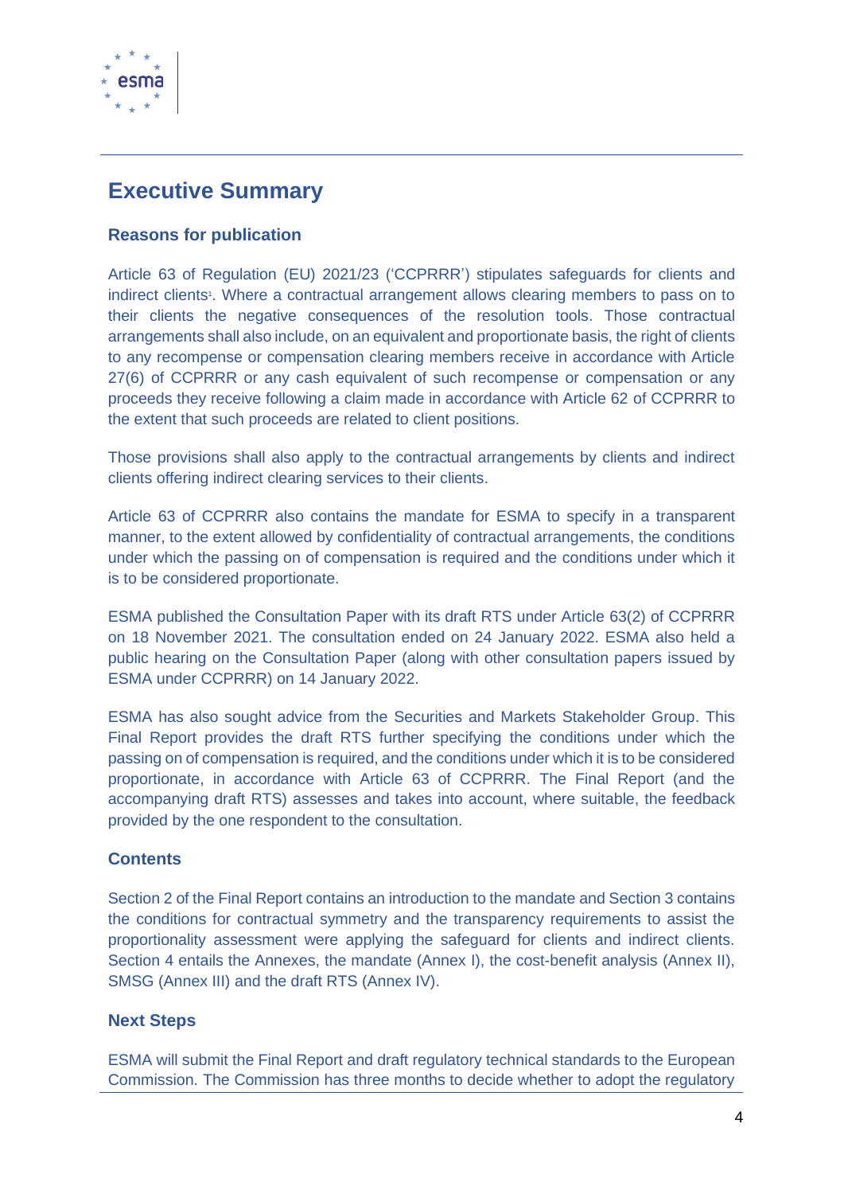# Executive Summary

### Reasons for publication

Article 63 of Regulation (EU) 2021/23 ('CCPRRR') stipulates safeguards for clients and indirect clients[1]. Where a contractual arrangement allows clearing members to pass on to their clients the negative consequences of the resolution tools. Those contractual arrangements shall also include, on an equivalent and proportionate basis, the right of clients to any recompense or compensation clearing members receive in accordance with Article 27(6) of CCPRRR or any cash equivalent of such recompense or compensation or any proceeds they receive following a claim made in accordance with Article 62 of CCPRRR to the extent that such proceeds are related to client positions.

Those provisions shall also apply to the contractual arrangements by clients and indirect clients offering indirect clearing services to their clients.

Article 63 of CCPRRR also contains the mandate for ESMA to specify in a transparent manner, to the extent allowed by confidentiality of contractual arrangements, the conditions under which the passing on of compensation is required and the conditions under which it is to be considered proportionate.

ESMA published the Consultation Paper with its draft RTS under Article 63(2) of CCPRRR on 18 November 2021. The consultation ended on 24 January 2022. ESMA also held a public hearing on the Consultation Paper (along with other consultation papers issued by ESMA under CCPRRR) on 14 January 2022.

ESMA has also sought advice from the Securities and Markets Stakeholder Group. This Final Report provides the draft RTS further specifying the conditions under which the passing on of compensation is required, and the conditions under which it is to be considered proportionate, in accordance with Article 63 of CCPRRR. The Final Report (and the accompanying draft RTS) assesses and takes into account, where suitable, the feedback provided by the one respondent to the consultation.

### Contents

Section 2 of the Final Report contains an introduction to the mandate and Section 3 contains the conditions for contractual symmetry and the transparency requirements to assist the proportionality assessment were applying the safeguard for clients and indirect clients. Section 4 entails the Annexes, the mandate (Annex I), the cost-benefit analysis (Annex II), SMSG (Annex III) and the draft RTS (Annex IV).

### Next Steps

ESMA will submit the Final Report and draft regulatory technical standards to the European Commission. The Commission has three months to decide whether to adopt the regulatory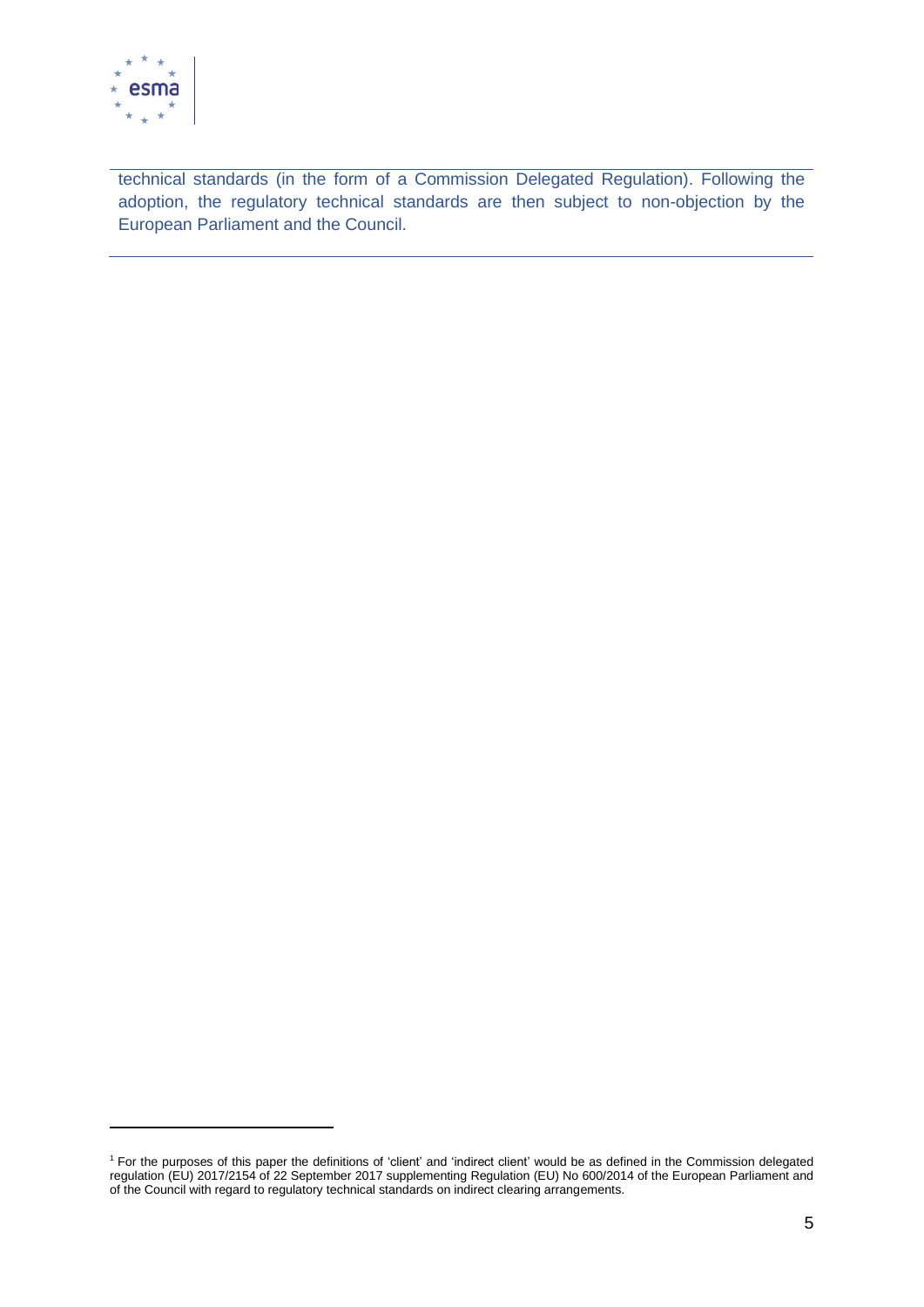technical standards (in the form of a Commission Delegated Regulation). Following the adoption, the regulatory technical standards are then subject to non-objection by the European Parliament and the Council.

---

[1] For the purposes of this paper the definitions of 'client' and 'indirect client' would be as defined in the Commission delegated regulation (EU) 2017/2154 of 22 September 2017 supplementing Regulation (EU) No 600/2014 of the European Parliament and of the Council with regard to regulatory technical standards on indirect clearing arrangements.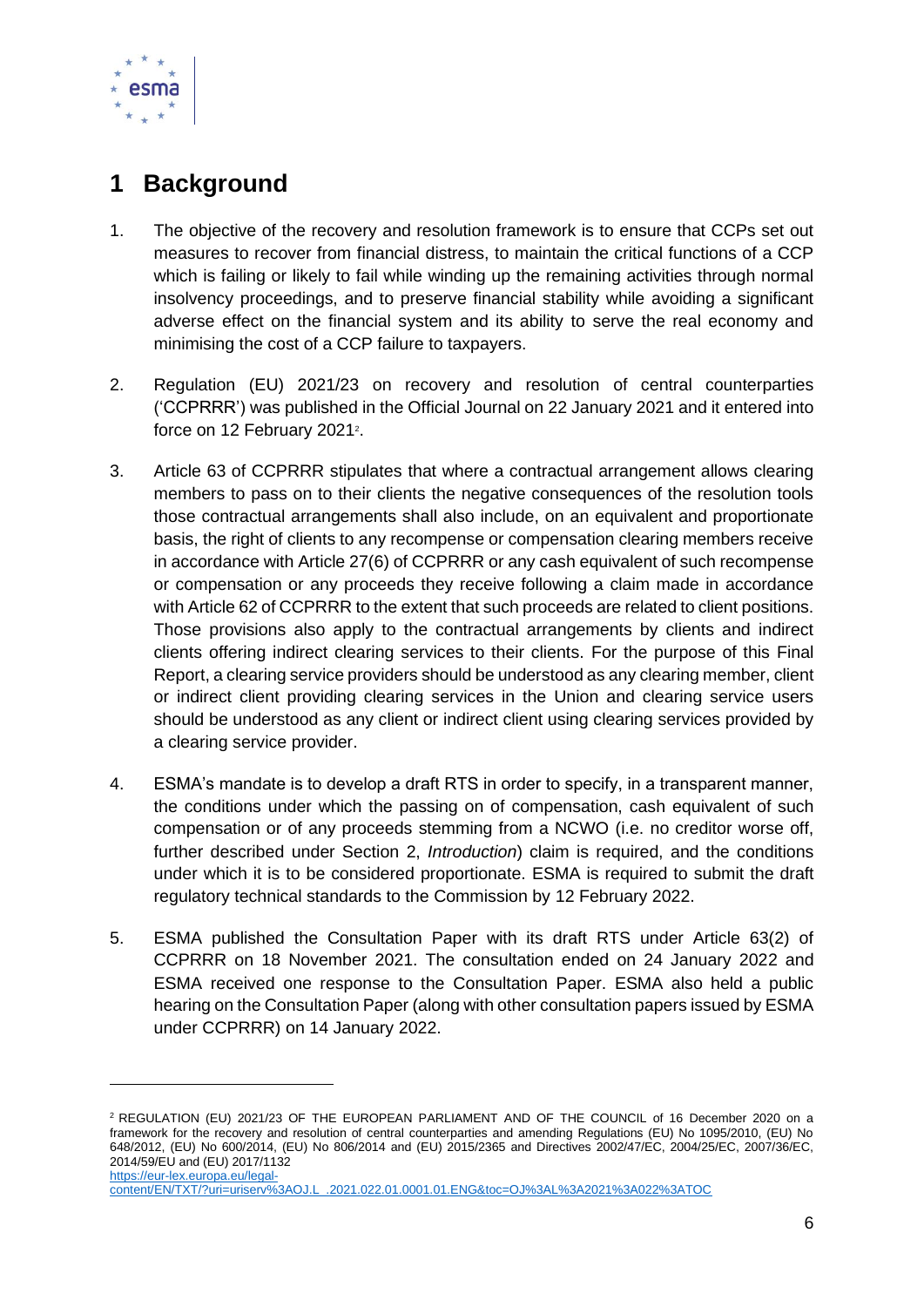# 1 Background

1. The objective of the recovery and resolution framework is to ensure that CCPs set out measures to recover from financial distress, to maintain the critical functions of a CCP which is failing or likely to fail while winding up the remaining activities through normal insolvency proceedings, and to preserve financial stability while avoiding a significant adverse effect on the financial system and its ability to serve the real economy and minimising the cost of a CCP failure to taxpayers.

2. Regulation (EU) 2021/23 on recovery and resolution of central counterparties ('CCPRRR') was published in the Official Journal on 22 January 2021 and it entered into force on 12 February 2021[2].

3. Article 63 of CCPRRR stipulates that where a contractual arrangement allows clearing members to pass on to their clients the negative consequences of the resolution tools those contractual arrangements shall also include, on an equivalent and proportionate basis, the right of clients to any recompense or compensation clearing members receive in accordance with Article 27(6) of CCPRRR or any cash equivalent of such recompense or compensation or any proceeds they receive following a claim made in accordance with Article 62 of CCPRRR to the extent that such proceeds are related to client positions. Those provisions also apply to the contractual arrangements by clients and indirect clients offering indirect clearing services to their clients. For the purpose of this Final Report, a clearing service providers should be understood as any clearing member, client or indirect client providing clearing services in the Union and clearing service users should be understood as any client or indirect client using clearing services provided by a clearing service provider.

4. ESMA's mandate is to develop a draft RTS in order to specify, in a transparent manner, the conditions under which the passing on of compensation, cash equivalent of such compensation or of any proceeds stemming from a NCWO (i.e. no creditor worse off, further described under Section 2, *Introduction*) claim is required, and the conditions under which it is to be considered proportionate. ESMA is required to submit the draft regulatory technical standards to the Commission by 12 February 2022.

5. ESMA published the Consultation Paper with its draft RTS under Article 63(2) of CCPRRR on 18 November 2021. The consultation ended on 24 January 2022 and ESMA received one response to the Consultation Paper. ESMA also held a public hearing on the Consultation Paper (along with other consultation papers issued by ESMA under CCPRRR) on 14 January 2022.

---

[2] REGULATION (EU) 2021/23 OF THE EUROPEAN PARLIAMENT AND OF THE COUNCIL of 16 December 2020 on a framework for the recovery and resolution of central counterparties and amending Regulations (EU) No 1095/2010, (EU) No 648/2012, (EU) No 600/2014, (EU) No 806/2014 and (EU) 2015/2365 and Directives 2002/47/EC, 2004/25/EC, 2007/36/EC, 2014/59/EU and (EU) 2017/1132
https://eur-lex.europa.eu/legal-content/EN/TXT/?uri=uriserv%3AOJ.L_.2021.022.01.0001.01.ENG&toc=OJ%3AL%3A2021%3A022%3ATOC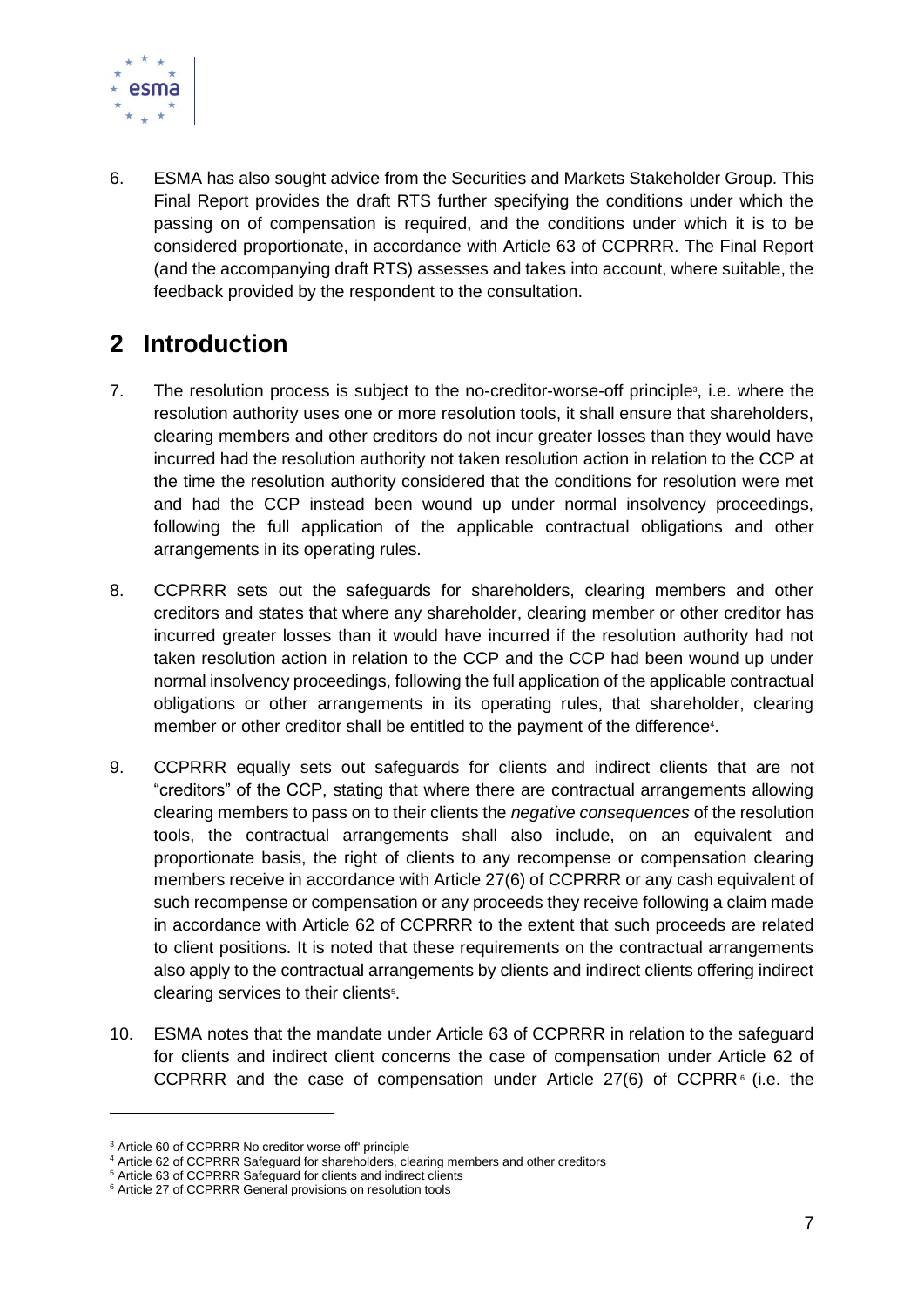6. ESMA has also sought advice from the Securities and Markets Stakeholder Group. This Final Report provides the draft RTS further specifying the conditions under which the passing on of compensation is required, and the conditions under which it is to be considered proportionate, in accordance with Article 63 of CCPRRR. The Final Report (and the accompanying draft RTS) assesses and takes into account, where suitable, the feedback provided by the respondent to the consultation.

# 2 Introduction

7. The resolution process is subject to the no-creditor-worse-off principle[3], i.e. where the resolution authority uses one or more resolution tools, it shall ensure that shareholders, clearing members and other creditors do not incur greater losses than they would have incurred had the resolution authority not taken resolution action in relation to the CCP at the time the resolution authority considered that the conditions for resolution were met and had the CCP instead been wound up under normal insolvency proceedings, following the full application of the applicable contractual obligations and other arrangements in its operating rules.

8. CCPRRR sets out the safeguards for shareholders, clearing members and other creditors and states that where any shareholder, clearing member or other creditor has incurred greater losses than it would have incurred if the resolution authority had not taken resolution action in relation to the CCP and the CCP had been wound up under normal insolvency proceedings, following the full application of the applicable contractual obligations or other arrangements in its operating rules, that shareholder, clearing member or other creditor shall be entitled to the payment of the difference[4].

9. CCPRRR equally sets out safeguards for clients and indirect clients that are not "creditors" of the CCP, stating that where there are contractual arrangements allowing clearing members to pass on to their clients the *negative consequences* of the resolution tools, the contractual arrangements shall also include, on an equivalent and proportionate basis, the right of clients to any recompense or compensation clearing members receive in accordance with Article 27(6) of CCPRRR or any cash equivalent of such recompense or compensation or any proceeds they receive following a claim made in accordance with Article 62 of CCPRRR to the extent that such proceeds are related to client positions. It is noted that these requirements on the contractual arrangements also apply to the contractual arrangements by clients and indirect clients offering indirect clearing services to their clients[5].

10. ESMA notes that the mandate under Article 63 of CCPRRR in relation to the safeguard for clients and indirect client concerns the case of compensation under Article 62 of CCPRRR and the case of compensation under Article 27(6) of CCPRR[6] (i.e. the

---

[3] Article 60 of CCPRRR No creditor worse off' principle
[4] Article 62 of CCPRRR Safeguard for shareholders, clearing members and other creditors
[5] Article 63 of CCPRRR Safeguard for clients and indirect clients
[6] Article 27 of CCPRRR General provisions on resolution tools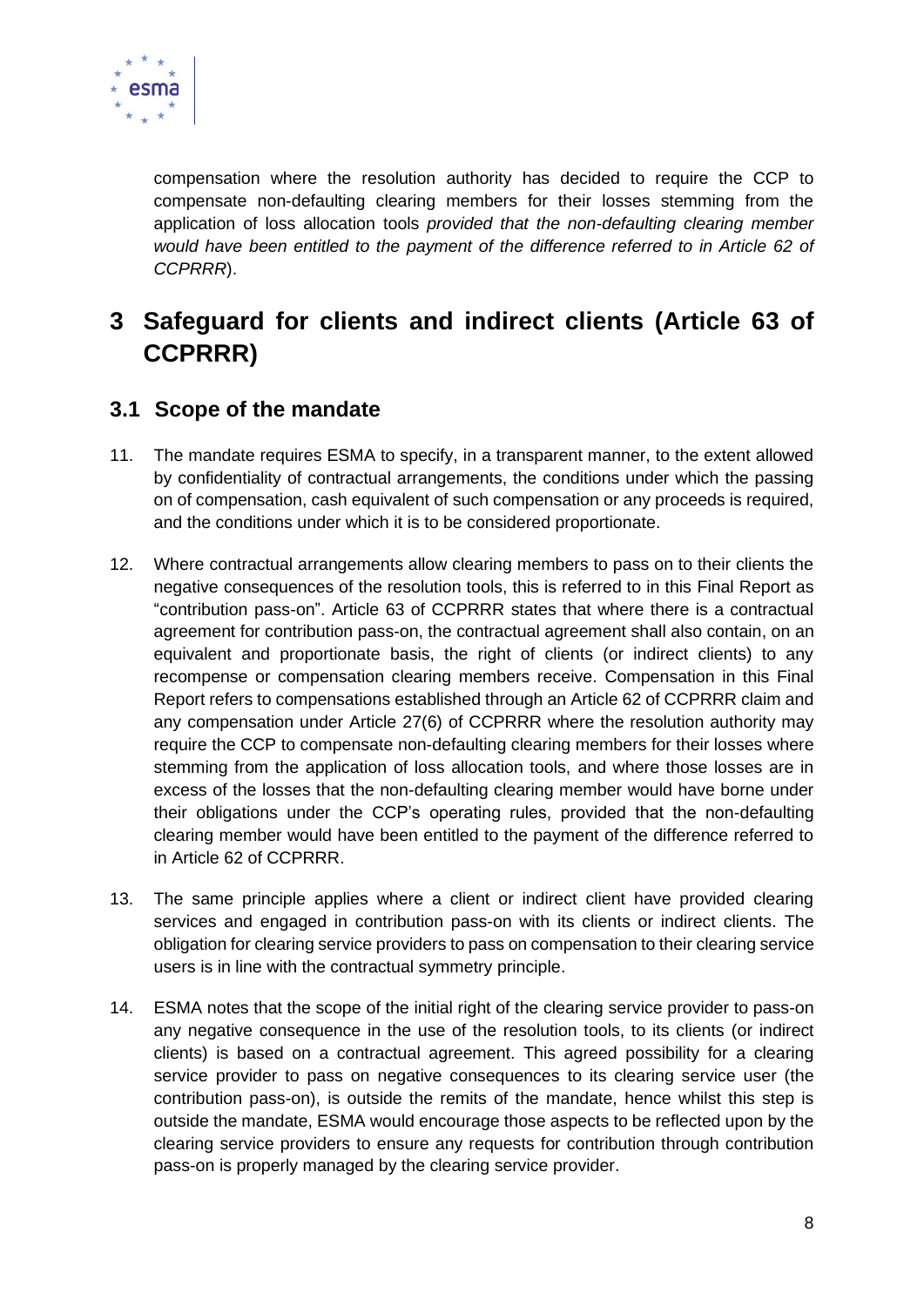compensation where the resolution authority has decided to require the CCP to compensate non-defaulting clearing members for their losses stemming from the application of loss allocation tools *provided that the non-defaulting clearing member would have been entitled to the payment of the difference referred to in Article 62 of CCPRRR*).

# 3 Safeguard for clients and indirect clients (Article 63 of CCPRRR)

## 3.1 Scope of the mandate

11. The mandate requires ESMA to specify, in a transparent manner, to the extent allowed by confidentiality of contractual arrangements, the conditions under which the passing on of compensation, cash equivalent of such compensation or any proceeds is required, and the conditions under which it is to be considered proportionate.

12. Where contractual arrangements allow clearing members to pass on to their clients the negative consequences of the resolution tools, this is referred to in this Final Report as "contribution pass-on". Article 63 of CCPRRR states that where there is a contractual agreement for contribution pass-on, the contractual agreement shall also contain, on an equivalent and proportionate basis, the right of clients (or indirect clients) to any recompense or compensation clearing members receive. Compensation in this Final Report refers to compensations established through an Article 62 of CCPRRR claim and any compensation under Article 27(6) of CCPRRR where the resolution authority may require the CCP to compensate non-defaulting clearing members for their losses where stemming from the application of loss allocation tools, and where those losses are in excess of the losses that the non-defaulting clearing member would have borne under their obligations under the CCP's operating rules, provided that the non-defaulting clearing member would have been entitled to the payment of the difference referred to in Article 62 of CCPRRR.

13. The same principle applies where a client or indirect client have provided clearing services and engaged in contribution pass-on with its clients or indirect clients. The obligation for clearing service providers to pass on compensation to their clearing service users is in line with the contractual symmetry principle.

14. ESMA notes that the scope of the initial right of the clearing service provider to pass-on any negative consequence in the use of the resolution tools, to its clients (or indirect clients) is based on a contractual agreement. This agreed possibility for a clearing service provider to pass on negative consequences to its clearing service user (the contribution pass-on), is outside the remits of the mandate, hence whilst this step is outside the mandate, ESMA would encourage those aspects to be reflected upon by the clearing service providers to ensure any requests for contribution through contribution pass-on is properly managed by the clearing service provider.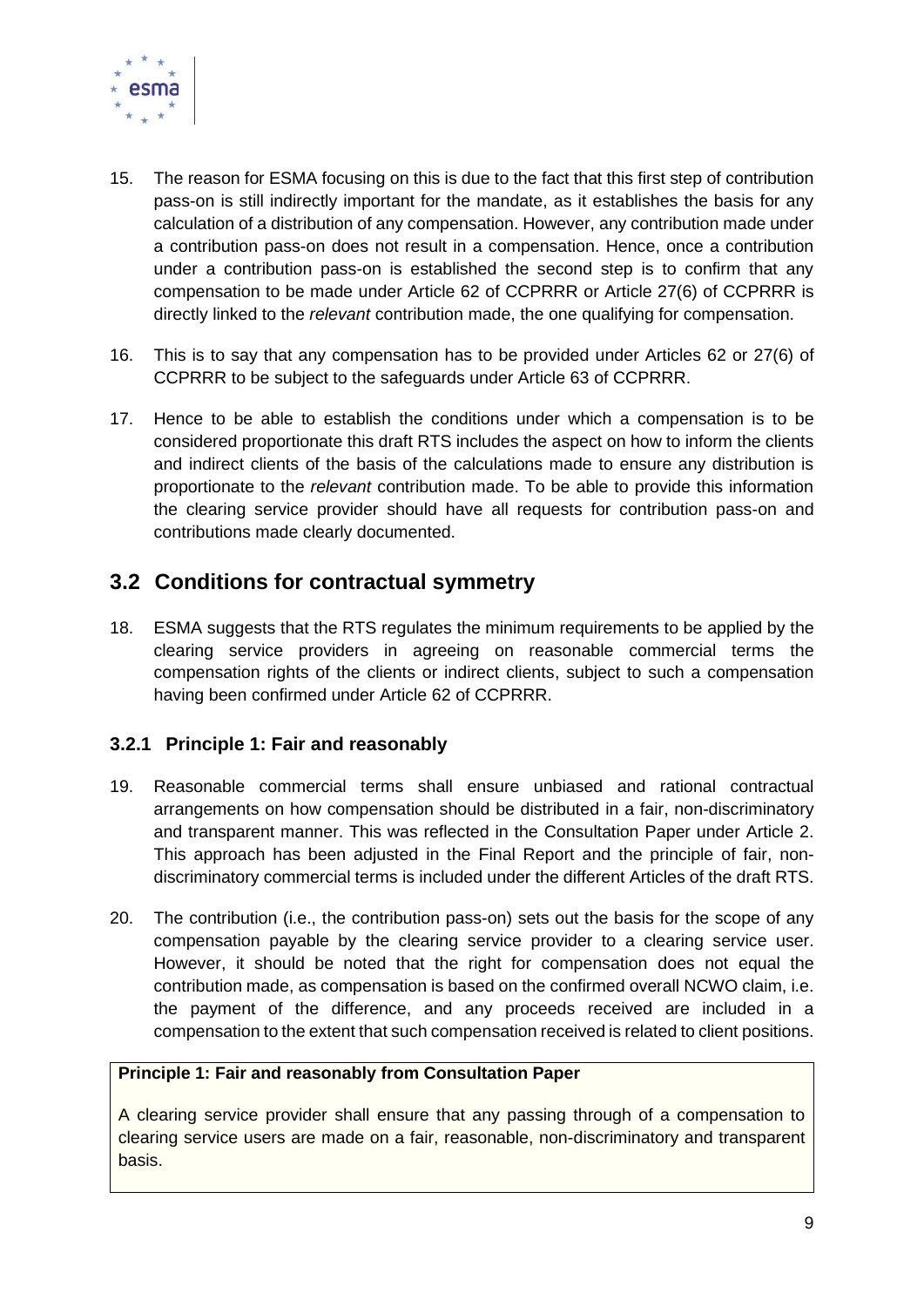15. The reason for ESMA focusing on this is due to the fact that this first step of contribution pass-on is still indirectly important for the mandate, as it establishes the basis for any calculation of a distribution of any compensation. However, any contribution made under a contribution pass-on does not result in a compensation. Hence, once a contribution under a contribution pass-on is established the second step is to confirm that any compensation to be made under Article 62 of CCPRRR or Article 27(6) of CCPRRR is directly linked to the *relevant* contribution made, the one qualifying for compensation.

16. This is to say that any compensation has to be provided under Articles 62 or 27(6) of CCPRRR to be subject to the safeguards under Article 63 of CCPRRR.

17. Hence to be able to establish the conditions under which a compensation is to be considered proportionate this draft RTS includes the aspect on how to inform the clients and indirect clients of the basis of the calculations made to ensure any distribution is proportionate to the *relevant* contribution made. To be able to provide this information the clearing service provider should have all requests for contribution pass-on and contributions made clearly documented.

## 3.2 Conditions for contractual symmetry

18. ESMA suggests that the RTS regulates the minimum requirements to be applied by the clearing service providers in agreeing on reasonable commercial terms the compensation rights of the clients or indirect clients, subject to such a compensation having been confirmed under Article 62 of CCPRRR.

### 3.2.1 Principle 1: Fair and reasonably

19. Reasonable commercial terms shall ensure unbiased and rational contractual arrangements on how compensation should be distributed in a fair, non-discriminatory and transparent manner. This was reflected in the Consultation Paper under Article 2. This approach has been adjusted in the Final Report and the principle of fair, non-discriminatory commercial terms is included under the different Articles of the draft RTS.

20. The contribution (i.e., the contribution pass-on) sets out the basis for the scope of any compensation payable by the clearing service provider to a clearing service user. However, it should be noted that the right for compensation does not equal the contribution made, as compensation is based on the confirmed overall NCWO claim, i.e. the payment of the difference, and any proceeds received are included in a compensation to the extent that such compensation received is related to client positions.

**Principle 1: Fair and reasonably from Consultation Paper**

A clearing service provider shall ensure that any passing through of a compensation to clearing service users are made on a fair, reasonable, non-discriminatory and transparent basis.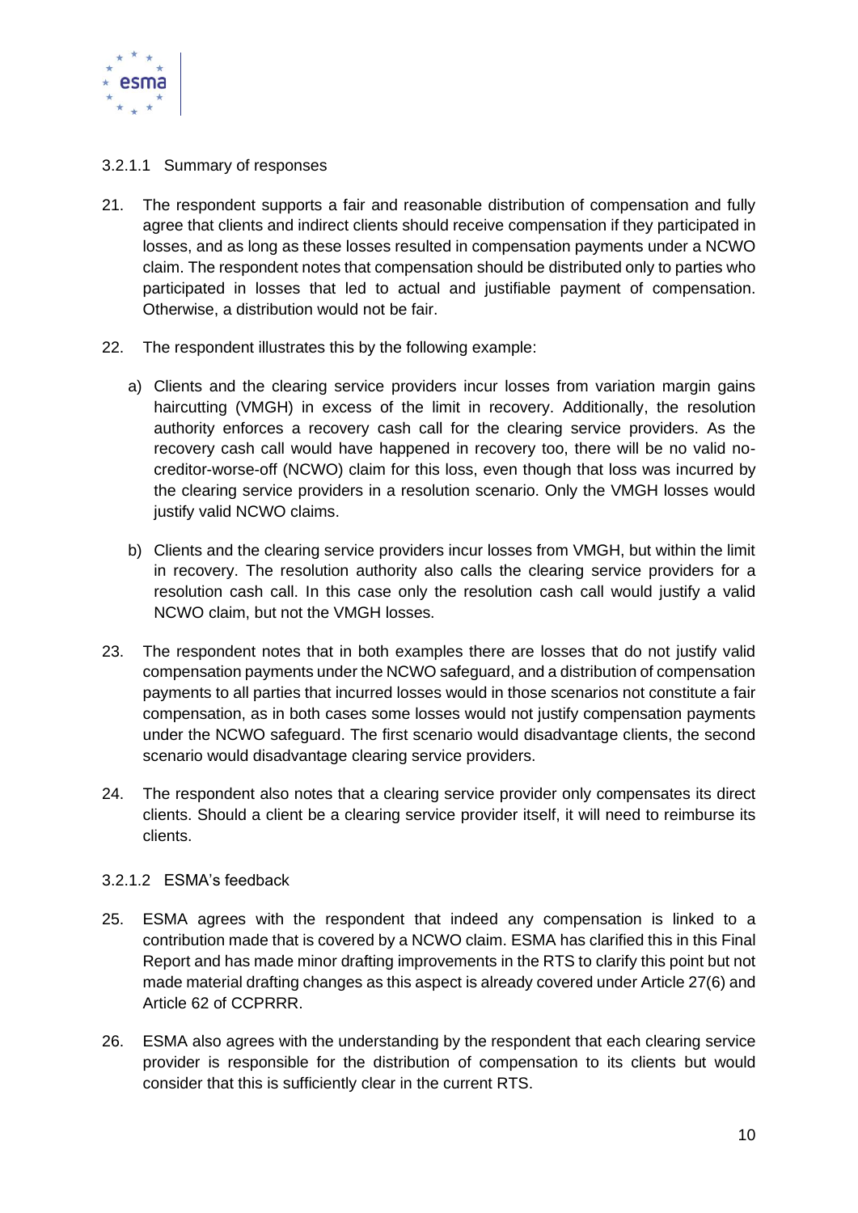#### 3.2.1.1 Summary of responses

21. The respondent supports a fair and reasonable distribution of compensation and fully agree that clients and indirect clients should receive compensation if they participated in losses, and as long as these losses resulted in compensation payments under a NCWO claim. The respondent notes that compensation should be distributed only to parties who participated in losses that led to actual and justifiable payment of compensation. Otherwise, a distribution would not be fair.

22. The respondent illustrates this by the following example:

    a) Clients and the clearing service providers incur losses from variation margin gains haircutting (VMGH) in excess of the limit in recovery. Additionally, the resolution authority enforces a recovery cash call for the clearing service providers. As the recovery cash call would have happened in recovery too, there will be no valid no-creditor-worse-off (NCWO) claim for this loss, even though that loss was incurred by the clearing service providers in a resolution scenario. Only the VMGH losses would justify valid NCWO claims.

    b) Clients and the clearing service providers incur losses from VMGH, but within the limit in recovery. The resolution authority also calls the clearing service providers for a resolution cash call. In this case only the resolution cash call would justify a valid NCWO claim, but not the VMGH losses.

23. The respondent notes that in both examples there are losses that do not justify valid compensation payments under the NCWO safeguard, and a distribution of compensation payments to all parties that incurred losses would in those scenarios not constitute a fair compensation, as in both cases some losses would not justify compensation payments under the NCWO safeguard. The first scenario would disadvantage clients, the second scenario would disadvantage clearing service providers.

24. The respondent also notes that a clearing service provider only compensates its direct clients. Should a client be a clearing service provider itself, it will need to reimburse its clients.

#### 3.2.1.2 ESMA's feedback

25. ESMA agrees with the respondent that indeed any compensation is linked to a contribution made that is covered by a NCWO claim. ESMA has clarified this in this Final Report and has made minor drafting improvements in the RTS to clarify this point but not made material drafting changes as this aspect is already covered under Article 27(6) and Article 62 of CCPRRR.

26. ESMA also agrees with the understanding by the respondent that each clearing service provider is responsible for the distribution of compensation to its clients but would consider that this is sufficiently clear in the current RTS.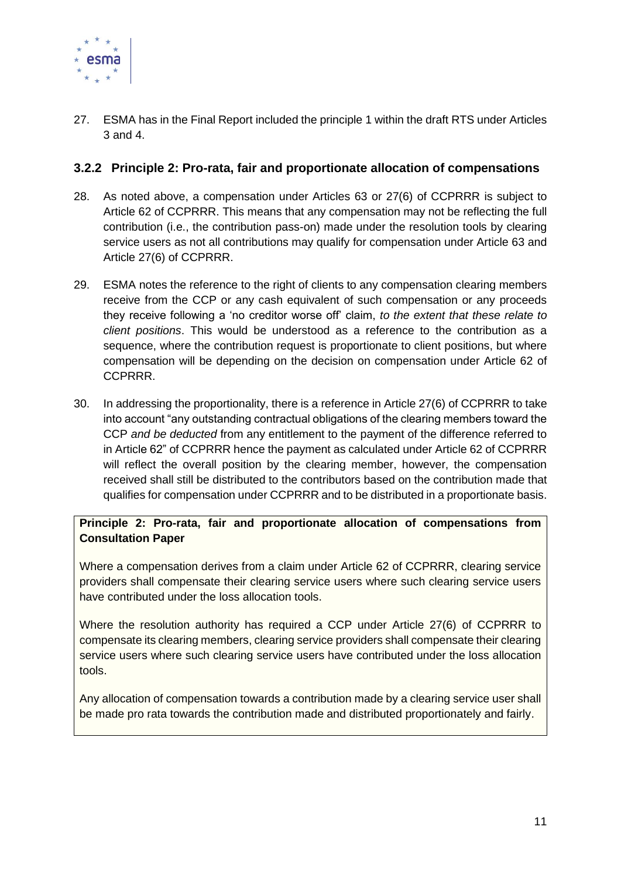27. ESMA has in the Final Report included the principle 1 within the draft RTS under Articles 3 and 4.

### 3.2.2 Principle 2: Pro-rata, fair and proportionate allocation of compensations

28. As noted above, a compensation under Articles 63 or 27(6) of CCPRRR is subject to Article 62 of CCPRRR. This means that any compensation may not be reflecting the full contribution (i.e., the contribution pass-on) made under the resolution tools by clearing service users as not all contributions may qualify for compensation under Article 63 and Article 27(6) of CCPRRR.

29. ESMA notes the reference to the right of clients to any compensation clearing members receive from the CCP or any cash equivalent of such compensation or any proceeds they receive following a 'no creditor worse off' claim, *to the extent that these relate to client positions*. This would be understood as a reference to the contribution as a sequence, where the contribution request is proportionate to client positions, but where compensation will be depending on the decision on compensation under Article 62 of CCPRRR.

30. In addressing the proportionality, there is a reference in Article 27(6) of CCPRRR to take into account "any outstanding contractual obligations of the clearing members toward the CCP *and be deducted* from any entitlement to the payment of the difference referred to in Article 62" of CCPRRR hence the payment as calculated under Article 62 of CCPRRR will reflect the overall position by the clearing member, however, the compensation received shall still be distributed to the contributors based on the contribution made that qualifies for compensation under CCPRRR and to be distributed in a proportionate basis.

**Principle 2: Pro-rata, fair and proportionate allocation of compensations from Consultation Paper**

Where a compensation derives from a claim under Article 62 of CCPRRR, clearing service providers shall compensate their clearing service users where such clearing service users have contributed under the loss allocation tools.

Where the resolution authority has required a CCP under Article 27(6) of CCPRRR to compensate its clearing members, clearing service providers shall compensate their clearing service users where such clearing service users have contributed under the loss allocation tools.

Any allocation of compensation towards a contribution made by a clearing service user shall be made pro rata towards the contribution made and distributed proportionately and fairly.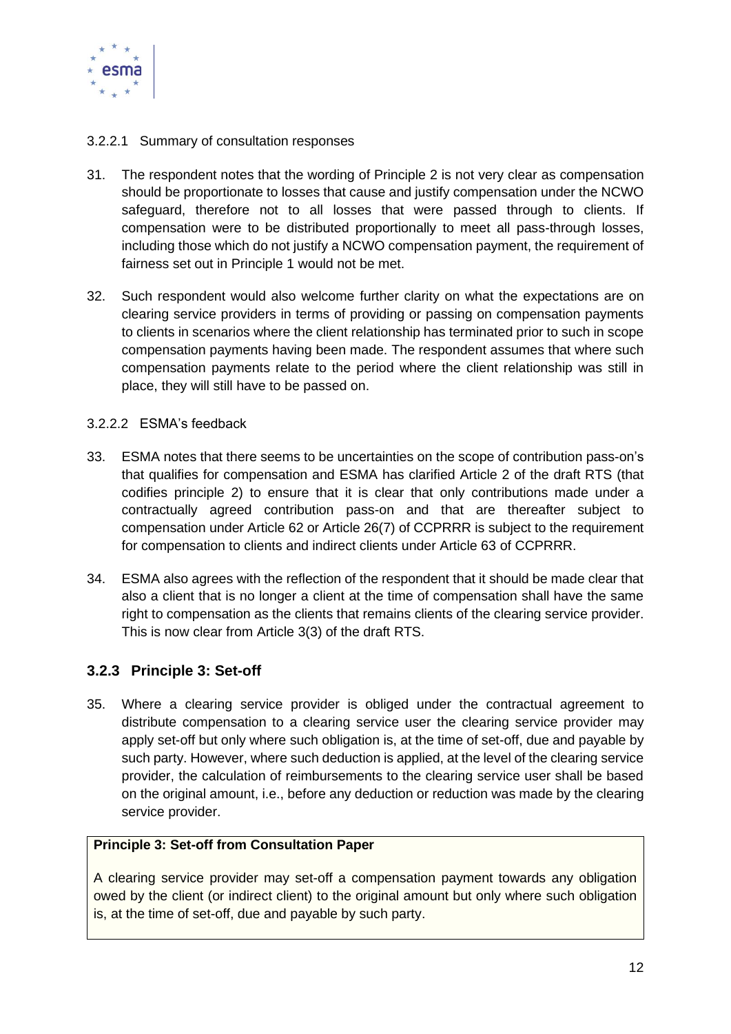#### 3.2.2.1 Summary of consultation responses

31. The respondent notes that the wording of Principle 2 is not very clear as compensation should be proportionate to losses that cause and justify compensation under the NCWO safeguard, therefore not to all losses that were passed through to clients. If compensation were to be distributed proportionally to meet all pass-through losses, including those which do not justify a NCWO compensation payment, the requirement of fairness set out in Principle 1 would not be met.

32. Such respondent would also welcome further clarity on what the expectations are on clearing service providers in terms of providing or passing on compensation payments to clients in scenarios where the client relationship has terminated prior to such in scope compensation payments having been made. The respondent assumes that where such compensation payments relate to the period where the client relationship was still in place, they will still have to be passed on.

#### 3.2.2.2 ESMA's feedback

33. ESMA notes that there seems to be uncertainties on the scope of contribution pass-on's that qualifies for compensation and ESMA has clarified Article 2 of the draft RTS (that codifies principle 2) to ensure that it is clear that only contributions made under a contractually agreed contribution pass-on and that are thereafter subject to compensation under Article 62 or Article 26(7) of CCPRRR is subject to the requirement for compensation to clients and indirect clients under Article 63 of CCPRRR.

34. ESMA also agrees with the reflection of the respondent that it should be made clear that also a client that is no longer a client at the time of compensation shall have the same right to compensation as the clients that remains clients of the clearing service provider. This is now clear from Article 3(3) of the draft RTS.

### 3.2.3 Principle 3: Set-off

35. Where a clearing service provider is obliged under the contractual agreement to distribute compensation to a clearing service user the clearing service provider may apply set-off but only where such obligation is, at the time of set-off, due and payable by such party. However, where such deduction is applied, at the level of the clearing service provider, the calculation of reimbursements to the clearing service user shall be based on the original amount, i.e., before any deduction or reduction was made by the clearing service provider.

**Principle 3: Set-off from Consultation Paper**

A clearing service provider may set-off a compensation payment towards any obligation owed by the client (or indirect client) to the original amount but only where such obligation is, at the time of set-off, due and payable by such party.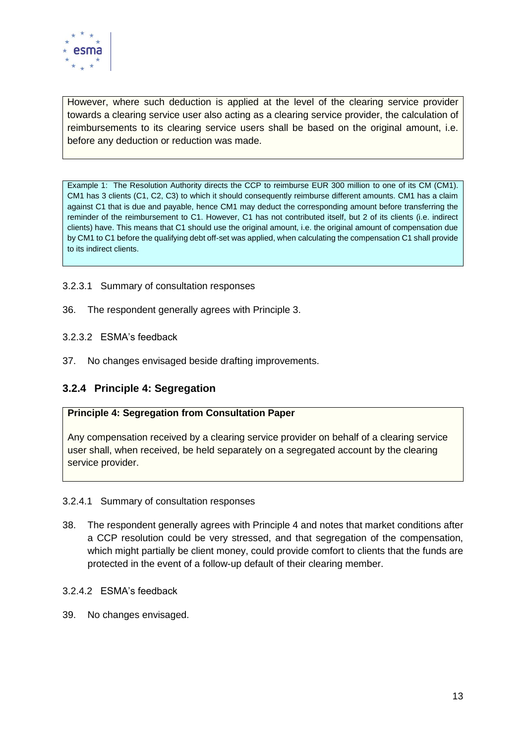However, where such deduction is applied at the level of the clearing service provider towards a clearing service user also acting as a clearing service provider, the calculation of reimbursements to its clearing service users shall be based on the original amount, i.e. before any deduction or reduction was made.

Example 1: The Resolution Authority directs the CCP to reimburse EUR 300 million to one of its CM (CM1). CM1 has 3 clients (C1, C2, C3) to which it should consequently reimburse different amounts. CM1 has a claim against C1 that is due and payable, hence CM1 may deduct the corresponding amount before transferring the reminder of the reimbursement to C1. However, C1 has not contributed itself, but 2 of its clients (i.e. indirect clients) have. This means that C1 should use the original amount, i.e. the original amount of compensation due by CM1 to C1 before the qualifying debt off-set was applied, when calculating the compensation C1 shall provide to its indirect clients.

3.2.3.1 Summary of consultation responses

36. The respondent generally agrees with Principle 3.

3.2.3.2 ESMA's feedback

37. No changes envisaged beside drafting improvements.

### 3.2.4 Principle 4: Segregation

**Principle 4: Segregation from Consultation Paper**

Any compensation received by a clearing service provider on behalf of a clearing service user shall, when received, be held separately on a segregated account by the clearing service provider.

3.2.4.1 Summary of consultation responses

38. The respondent generally agrees with Principle 4 and notes that market conditions after a CCP resolution could be very stressed, and that segregation of the compensation, which might partially be client money, could provide comfort to clients that the funds are protected in the event of a follow-up default of their clearing member.

3.2.4.2 ESMA's feedback

39. No changes envisaged.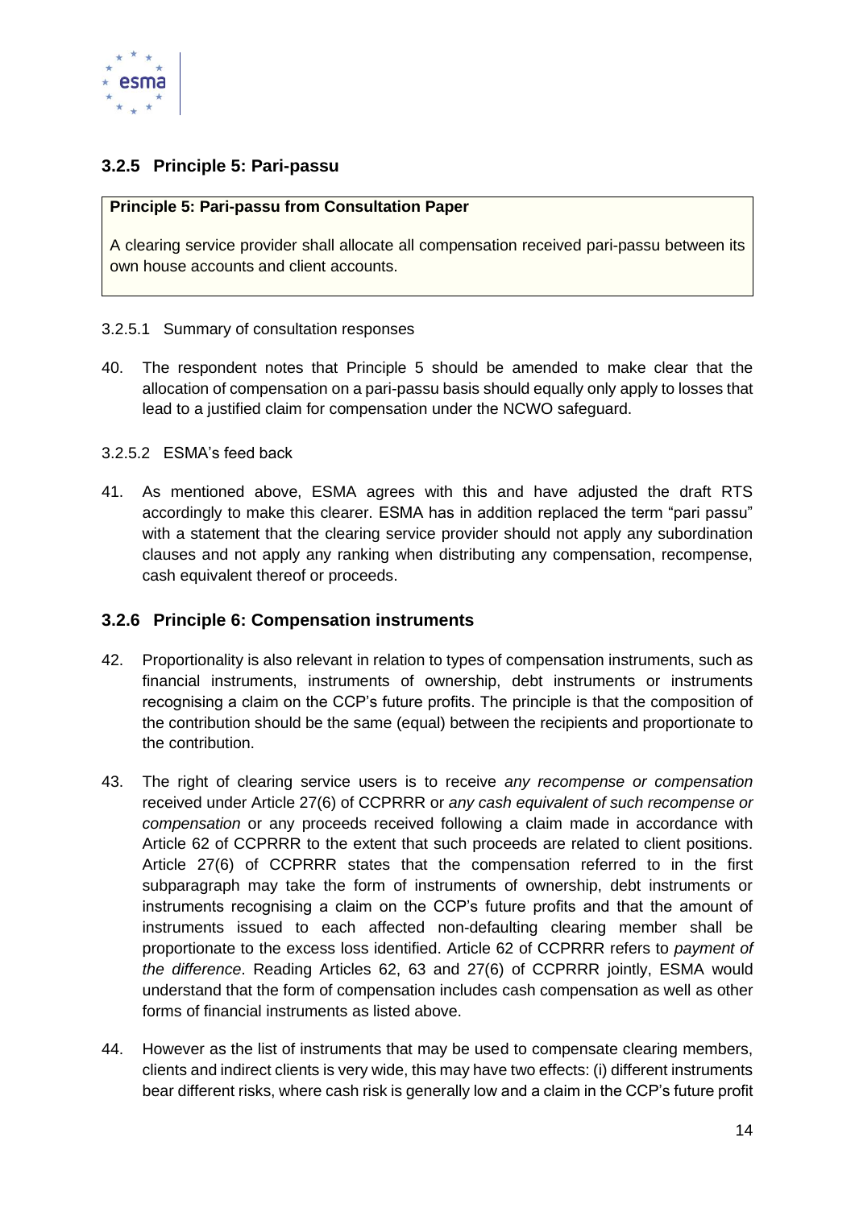### 3.2.5 Principle 5: Pari-passu

> **Principle 5: Pari-passu from Consultation Paper**
>
> A clearing service provider shall allocate all compensation received pari-passu between its own house accounts and client accounts.

3.2.5.1 Summary of consultation responses

40. The respondent notes that Principle 5 should be amended to make clear that the allocation of compensation on a pari-passu basis should equally only apply to losses that lead to a justified claim for compensation under the NCWO safeguard.

3.2.5.2 ESMA's feed back

41. As mentioned above, ESMA agrees with this and have adjusted the draft RTS accordingly to make this clearer. ESMA has in addition replaced the term "pari passu" with a statement that the clearing service provider should not apply any subordination clauses and not apply any ranking when distributing any compensation, recompense, cash equivalent thereof or proceeds.

### 3.2.6 Principle 6: Compensation instruments

42. Proportionality is also relevant in relation to types of compensation instruments, such as financial instruments, instruments of ownership, debt instruments or instruments recognising a claim on the CCP's future profits. The principle is that the composition of the contribution should be the same (equal) between the recipients and proportionate to the contribution.

43. The right of clearing service users is to receive *any recompense or compensation* received under Article 27(6) of CCPRRR or *any cash equivalent of such recompense or compensation* or any proceeds received following a claim made in accordance with Article 62 of CCPRRR to the extent that such proceeds are related to client positions. Article 27(6) of CCPRRR states that the compensation referred to in the first subparagraph may take the form of instruments of ownership, debt instruments or instruments recognising a claim on the CCP's future profits and that the amount of instruments issued to each affected non-defaulting clearing member shall be proportionate to the excess loss identified. Article 62 of CCPRRR refers to *payment of the difference*. Reading Articles 62, 63 and 27(6) of CCPRRR jointly, ESMA would understand that the form of compensation includes cash compensation as well as other forms of financial instruments as listed above.

44. However as the list of instruments that may be used to compensate clearing members, clients and indirect clients is very wide, this may have two effects: (i) different instruments bear different risks, where cash risk is generally low and a claim in the CCP's future profit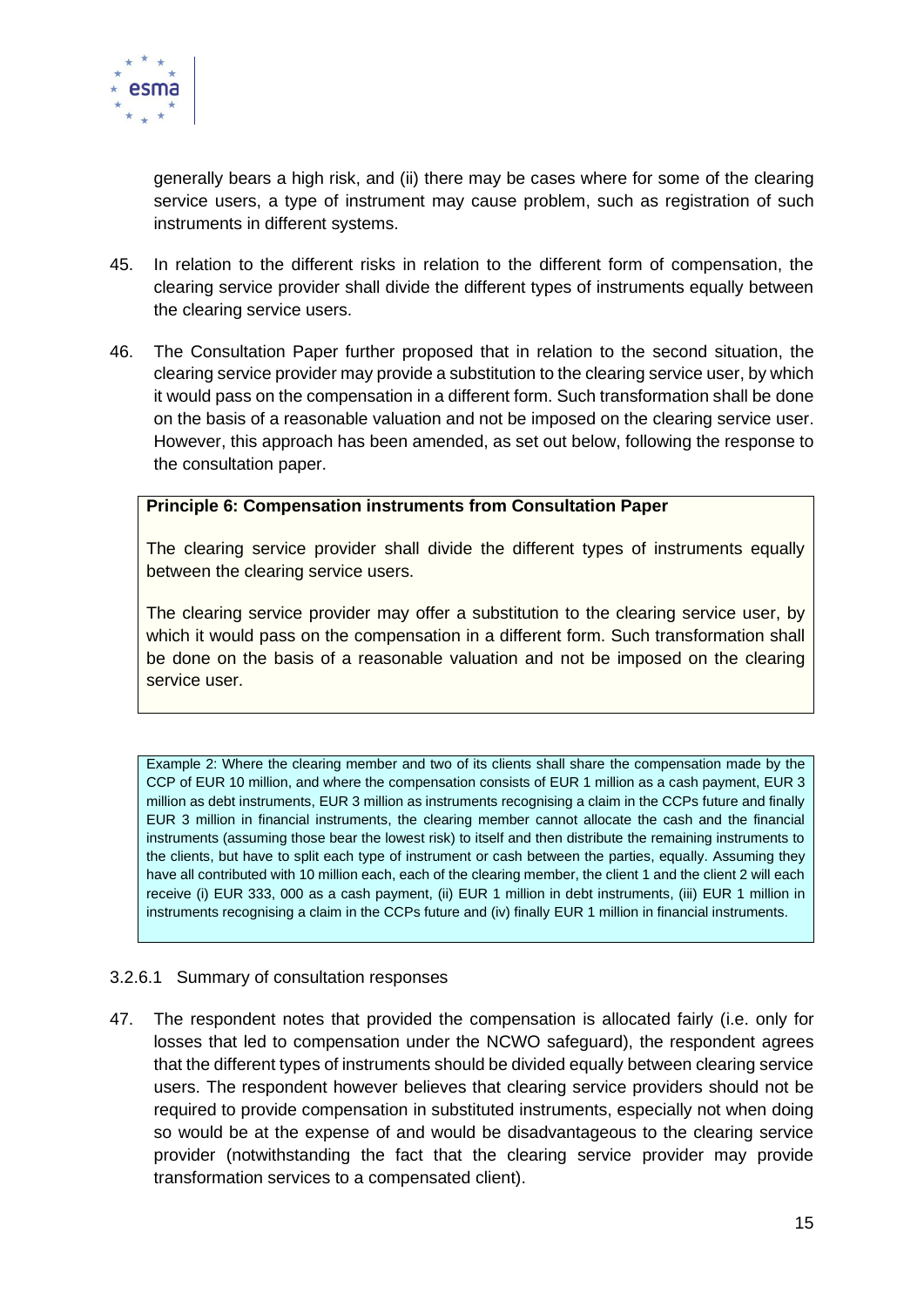generally bears a high risk, and (ii) there may be cases where for some of the clearing service users, a type of instrument may cause problem, such as registration of such instruments in different systems.

45. In relation to the different risks in relation to the different form of compensation, the clearing service provider shall divide the different types of instruments equally between the clearing service users.

46. The Consultation Paper further proposed that in relation to the second situation, the clearing service provider may provide a substitution to the clearing service user, by which it would pass on the compensation in a different form. Such transformation shall be done on the basis of a reasonable valuation and not be imposed on the clearing service user. However, this approach has been amended, as set out below, following the response to the consultation paper.

> **Principle 6: Compensation instruments from Consultation Paper**
>
> The clearing service provider shall divide the different types of instruments equally between the clearing service users.
>
> The clearing service provider may offer a substitution to the clearing service user, by which it would pass on the compensation in a different form. Such transformation shall be done on the basis of a reasonable valuation and not be imposed on the clearing service user.

> Example 2: Where the clearing member and two of its clients shall share the compensation made by the CCP of EUR 10 million, and where the compensation consists of EUR 1 million as a cash payment, EUR 3 million as debt instruments, EUR 3 million as instruments recognising a claim in the CCPs future and finally EUR 3 million in financial instruments, the clearing member cannot allocate the cash and the financial instruments (assuming those bear the lowest risk) to itself and then distribute the remaining instruments to the clients, but have to split each type of instrument or cash between the parties, equally. Assuming they have all contributed with 10 million each, each of the clearing member, the client 1 and the client 2 will each receive (i) EUR 333, 000 as a cash payment, (ii) EUR 1 million in debt instruments, (iii) EUR 1 million in instruments recognising a claim in the CCPs future and (iv) finally EUR 1 million in financial instruments.

#### 3.2.6.1 Summary of consultation responses

47. The respondent notes that provided the compensation is allocated fairly (i.e. only for losses that led to compensation under the NCWO safeguard), the respondent agrees that the different types of instruments should be divided equally between clearing service users. The respondent however believes that clearing service providers should not be required to provide compensation in substituted instruments, especially not when doing so would be at the expense of and would be disadvantageous to the clearing service provider (notwithstanding the fact that the clearing service provider may provide transformation services to a compensated client).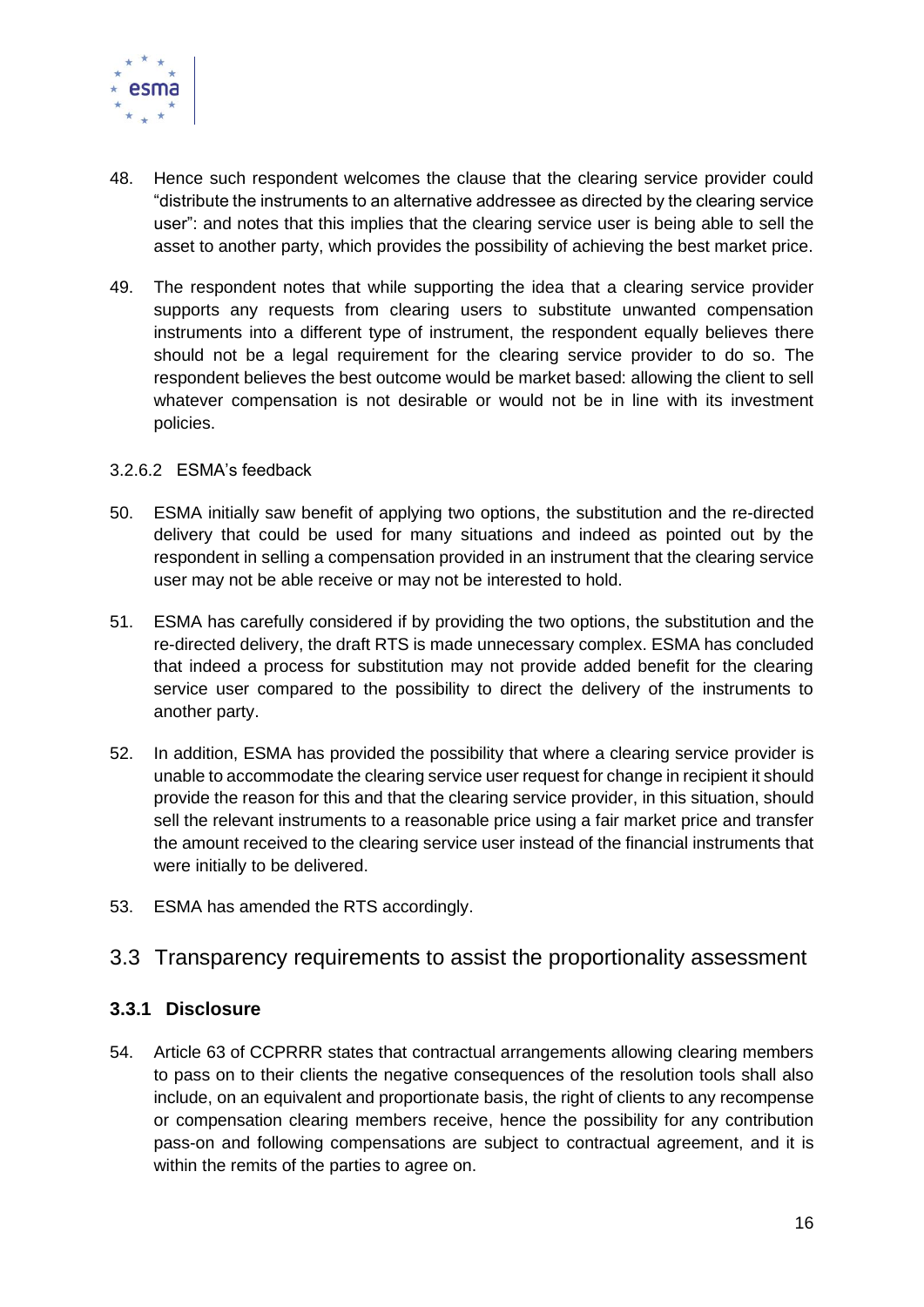48. Hence such respondent welcomes the clause that the clearing service provider could "distribute the instruments to an alternative addressee as directed by the clearing service user": and notes that this implies that the clearing service user is being able to sell the asset to another party, which provides the possibility of achieving the best market price.

49. The respondent notes that while supporting the idea that a clearing service provider supports any requests from clearing users to substitute unwanted compensation instruments into a different type of instrument, the respondent equally believes there should not be a legal requirement for the clearing service provider to do so. The respondent believes the best outcome would be market based: allowing the client to sell whatever compensation is not desirable or would not be in line with its investment policies.

3.2.6.2 ESMA's feedback

50. ESMA initially saw benefit of applying two options, the substitution and the re-directed delivery that could be used for many situations and indeed as pointed out by the respondent in selling a compensation provided in an instrument that the clearing service user may not be able receive or may not be interested to hold.

51. ESMA has carefully considered if by providing the two options, the substitution and the re-directed delivery, the draft RTS is made unnecessary complex. ESMA has concluded that indeed a process for substitution may not provide added benefit for the clearing service user compared to the possibility to direct the delivery of the instruments to another party.

52. In addition, ESMA has provided the possibility that where a clearing service provider is unable to accommodate the clearing service user request for change in recipient it should provide the reason for this and that the clearing service provider, in this situation, should sell the relevant instruments to a reasonable price using a fair market price and transfer the amount received to the clearing service user instead of the financial instruments that were initially to be delivered.

53. ESMA has amended the RTS accordingly.

## 3.3 Transparency requirements to assist the proportionality assessment

### 3.3.1 Disclosure

54. Article 63 of CCPRRR states that contractual arrangements allowing clearing members to pass on to their clients the negative consequences of the resolution tools shall also include, on an equivalent and proportionate basis, the right of clients to any recompense or compensation clearing members receive, hence the possibility for any contribution pass-on and following compensations are subject to contractual agreement, and it is within the remits of the parties to agree on.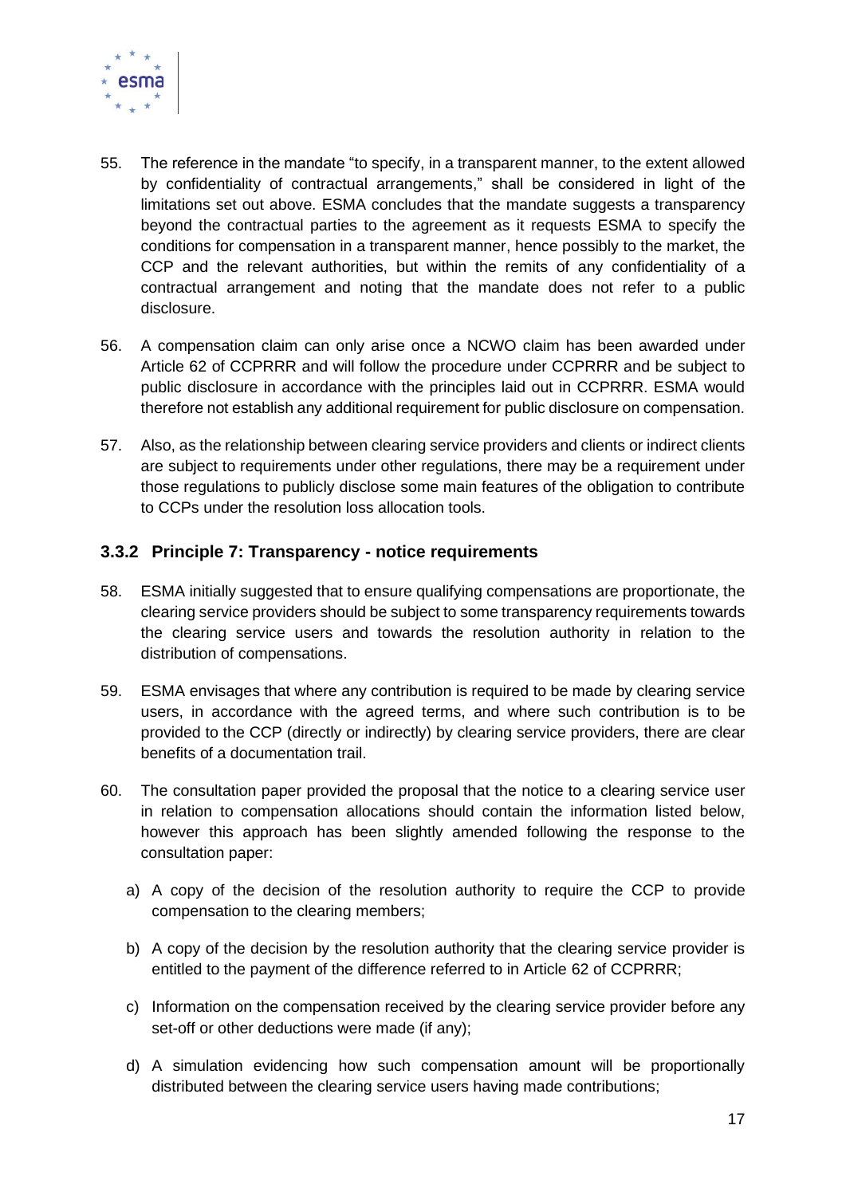55. The reference in the mandate "to specify, in a transparent manner, to the extent allowed by confidentiality of contractual arrangements," shall be considered in light of the limitations set out above. ESMA concludes that the mandate suggests a transparency beyond the contractual parties to the agreement as it requests ESMA to specify the conditions for compensation in a transparent manner, hence possibly to the market, the CCP and the relevant authorities, but within the remits of any confidentiality of a contractual arrangement and noting that the mandate does not refer to a public disclosure.

56. A compensation claim can only arise once a NCWO claim has been awarded under Article 62 of CCPRRR and will follow the procedure under CCPRRR and be subject to public disclosure in accordance with the principles laid out in CCPRRR. ESMA would therefore not establish any additional requirement for public disclosure on compensation.

57. Also, as the relationship between clearing service providers and clients or indirect clients are subject to requirements under other regulations, there may be a requirement under those regulations to publicly disclose some main features of the obligation to contribute to CCPs under the resolution loss allocation tools.

### 3.3.2 Principle 7: Transparency - notice requirements

58. ESMA initially suggested that to ensure qualifying compensations are proportionate, the clearing service providers should be subject to some transparency requirements towards the clearing service users and towards the resolution authority in relation to the distribution of compensations.

59. ESMA envisages that where any contribution is required to be made by clearing service users, in accordance with the agreed terms, and where such contribution is to be provided to the CCP (directly or indirectly) by clearing service providers, there are clear benefits of a documentation trail.

60. The consultation paper provided the proposal that the notice to a clearing service user in relation to compensation allocations should contain the information listed below, however this approach has been slightly amended following the response to the consultation paper:

    a) A copy of the decision of the resolution authority to require the CCP to provide compensation to the clearing members;

    b) A copy of the decision by the resolution authority that the clearing service provider is entitled to the payment of the difference referred to in Article 62 of CCPRRR;

    c) Information on the compensation received by the clearing service provider before any set-off or other deductions were made (if any);

    d) A simulation evidencing how such compensation amount will be proportionally distributed between the clearing service users having made contributions;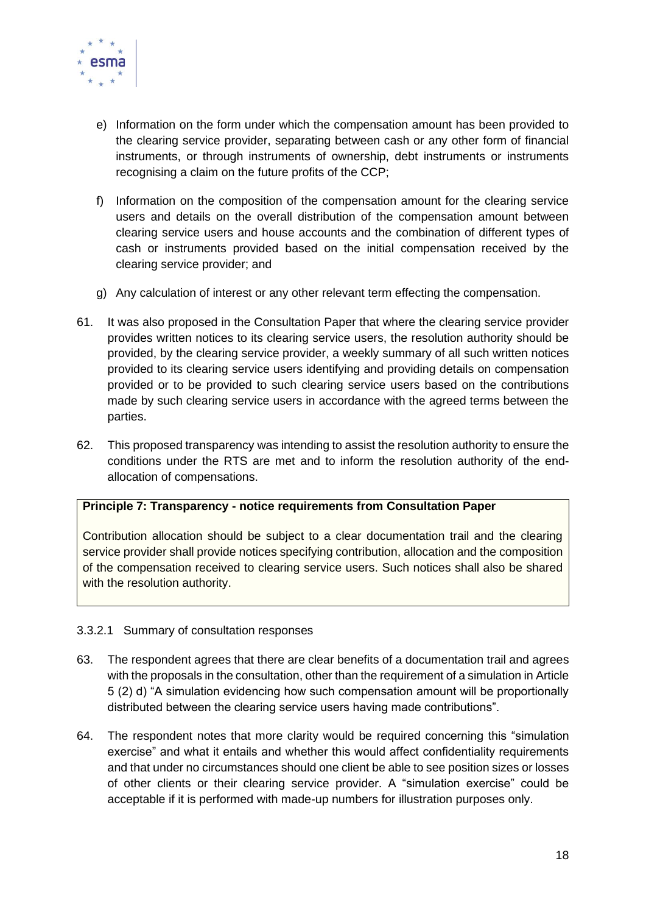e) Information on the form under which the compensation amount has been provided to the clearing service provider, separating between cash or any other form of financial instruments, or through instruments of ownership, debt instruments or instruments recognising a claim on the future profits of the CCP;

f) Information on the composition of the compensation amount for the clearing service users and details on the overall distribution of the compensation amount between clearing service users and house accounts and the combination of different types of cash or instruments provided based on the initial compensation received by the clearing service provider; and

g) Any calculation of interest or any other relevant term effecting the compensation.

61. It was also proposed in the Consultation Paper that where the clearing service provider provides written notices to its clearing service users, the resolution authority should be provided, by the clearing service provider, a weekly summary of all such written notices provided to its clearing service users identifying and providing details on compensation provided or to be provided to such clearing service users based on the contributions made by such clearing service users in accordance with the agreed terms between the parties.

62. This proposed transparency was intending to assist the resolution authority to ensure the conditions under the RTS are met and to inform the resolution authority of the end-allocation of compensations.

> **Principle 7: Transparency - notice requirements from Consultation Paper**
>
> Contribution allocation should be subject to a clear documentation trail and the clearing service provider shall provide notices specifying contribution, allocation and the composition of the compensation received to clearing service users. Such notices shall also be shared with the resolution authority.

#### 3.3.2.1 Summary of consultation responses

63. The respondent agrees that there are clear benefits of a documentation trail and agrees with the proposals in the consultation, other than the requirement of a simulation in Article 5 (2) d) "A simulation evidencing how such compensation amount will be proportionally distributed between the clearing service users having made contributions".

64. The respondent notes that more clarity would be required concerning this "simulation exercise" and what it entails and whether this would affect confidentiality requirements and that under no circumstances should one client be able to see position sizes or losses of other clients or their clearing service provider. A "simulation exercise" could be acceptable if it is performed with made-up numbers for illustration purposes only.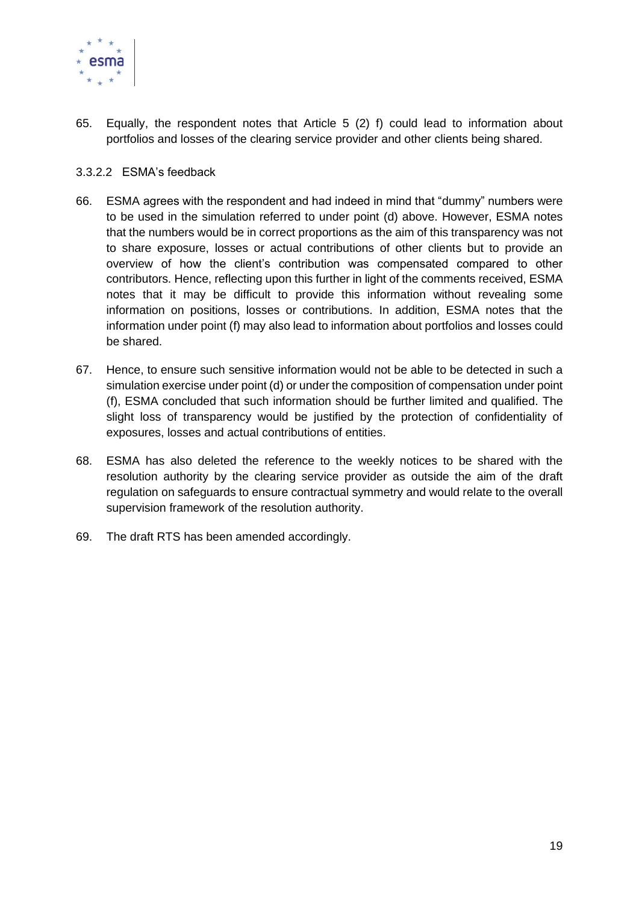65. Equally, the respondent notes that Article 5 (2) f) could lead to information about portfolios and losses of the clearing service provider and other clients being shared.

#### 3.3.2.2 ESMA's feedback

66. ESMA agrees with the respondent and had indeed in mind that "dummy" numbers were to be used in the simulation referred to under point (d) above. However, ESMA notes that the numbers would be in correct proportions as the aim of this transparency was not to share exposure, losses or actual contributions of other clients but to provide an overview of how the client's contribution was compensated compared to other contributors. Hence, reflecting upon this further in light of the comments received, ESMA notes that it may be difficult to provide this information without revealing some information on positions, losses or contributions. In addition, ESMA notes that the information under point (f) may also lead to information about portfolios and losses could be shared.

67. Hence, to ensure such sensitive information would not be able to be detected in such a simulation exercise under point (d) or under the composition of compensation under point (f), ESMA concluded that such information should be further limited and qualified. The slight loss of transparency would be justified by the protection of confidentiality of exposures, losses and actual contributions of entities.

68. ESMA has also deleted the reference to the weekly notices to be shared with the resolution authority by the clearing service provider as outside the aim of the draft regulation on safeguards to ensure contractual symmetry and would relate to the overall supervision framework of the resolution authority.

69. The draft RTS has been amended accordingly.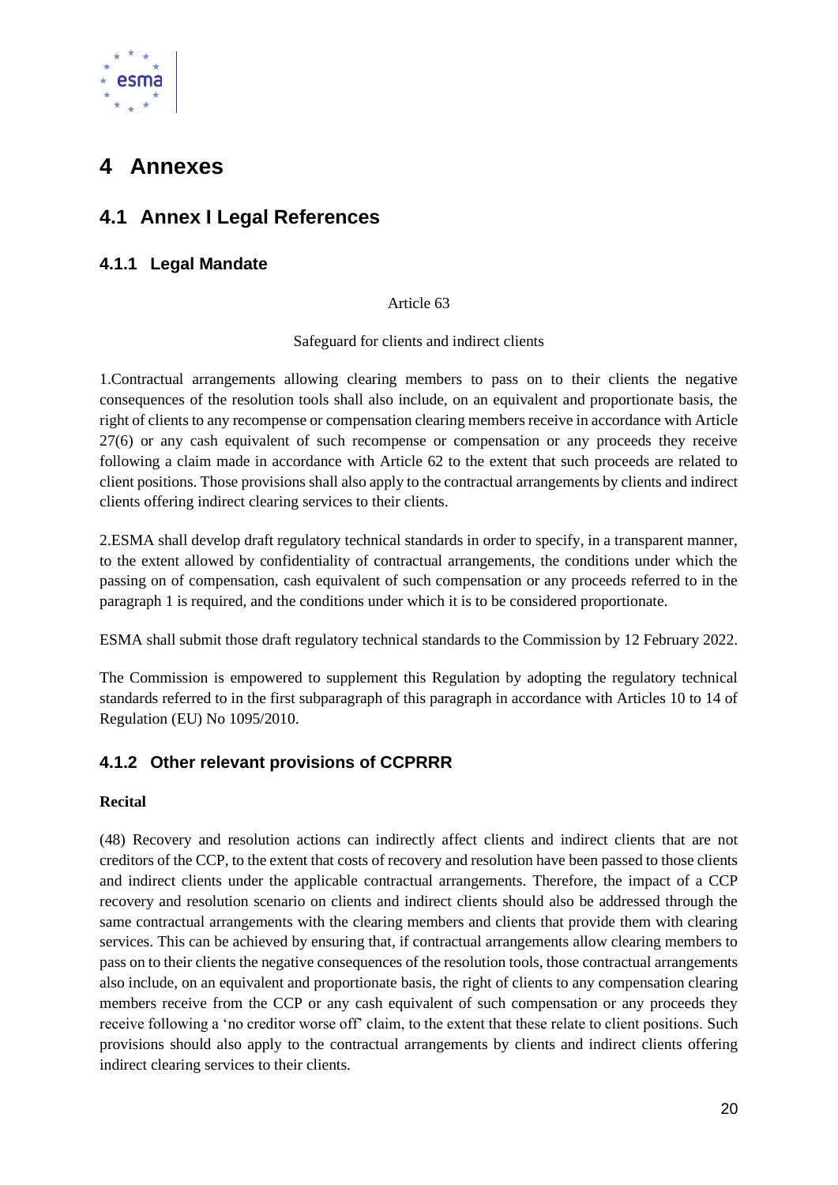# 4 Annexes

## 4.1 Annex I Legal References

### 4.1.1 Legal Mandate

Article 63

Safeguard for clients and indirect clients

1.Contractual arrangements allowing clearing members to pass on to their clients the negative consequences of the resolution tools shall also include, on an equivalent and proportionate basis, the right of clients to any recompense or compensation clearing members receive in accordance with Article 27(6) or any cash equivalent of such recompense or compensation or any proceeds they receive following a claim made in accordance with Article 62 to the extent that such proceeds are related to client positions. Those provisions shall also apply to the contractual arrangements by clients and indirect clients offering indirect clearing services to their clients.

2.ESMA shall develop draft regulatory technical standards in order to specify, in a transparent manner, to the extent allowed by confidentiality of contractual arrangements, the conditions under which the passing on of compensation, cash equivalent of such compensation or any proceeds referred to in the paragraph 1 is required, and the conditions under which it is to be considered proportionate.

ESMA shall submit those draft regulatory technical standards to the Commission by 12 February 2022.

The Commission is empowered to supplement this Regulation by adopting the regulatory technical standards referred to in the first subparagraph of this paragraph in accordance with Articles 10 to 14 of Regulation (EU) No 1095/2010.

### 4.1.2 Other relevant provisions of CCPRRR

**Recital**

(48) Recovery and resolution actions can indirectly affect clients and indirect clients that are not creditors of the CCP, to the extent that costs of recovery and resolution have been passed to those clients and indirect clients under the applicable contractual arrangements. Therefore, the impact of a CCP recovery and resolution scenario on clients and indirect clients should also be addressed through the same contractual arrangements with the clearing members and clients that provide them with clearing services. This can be achieved by ensuring that, if contractual arrangements allow clearing members to pass on to their clients the negative consequences of the resolution tools, those contractual arrangements also include, on an equivalent and proportionate basis, the right of clients to any compensation clearing members receive from the CCP or any cash equivalent of such compensation or any proceeds they receive following a 'no creditor worse off' claim, to the extent that these relate to client positions. Such provisions should also apply to the contractual arrangements by clients and indirect clients offering indirect clearing services to their clients.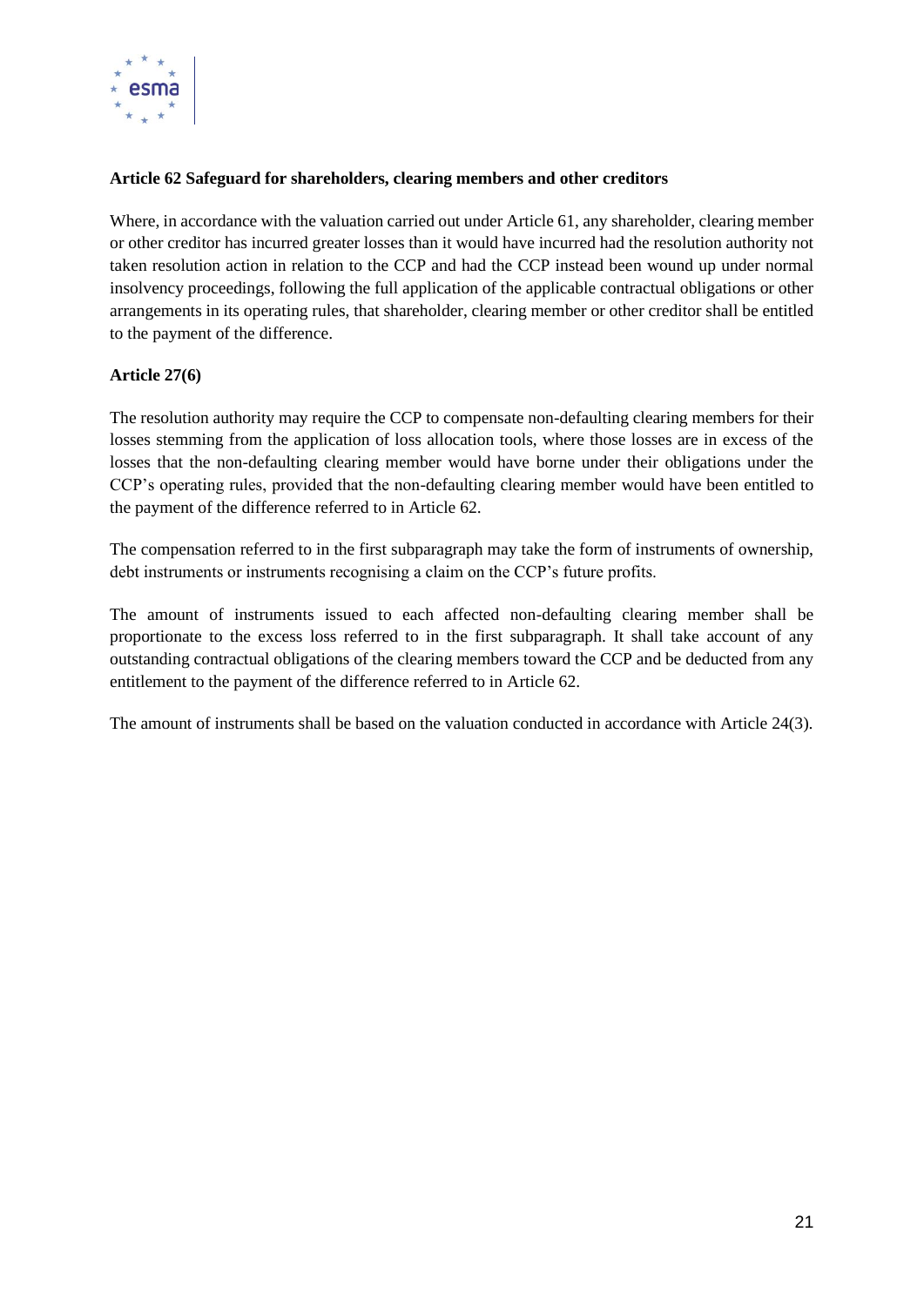**Article 62 Safeguard for shareholders, clearing members and other creditors**

Where, in accordance with the valuation carried out under Article 61, any shareholder, clearing member or other creditor has incurred greater losses than it would have incurred had the resolution authority not taken resolution action in relation to the CCP and had the CCP instead been wound up under normal insolvency proceedings, following the full application of the applicable contractual obligations or other arrangements in its operating rules, that shareholder, clearing member or other creditor shall be entitled to the payment of the difference.

**Article 27(6)**

The resolution authority may require the CCP to compensate non-defaulting clearing members for their losses stemming from the application of loss allocation tools, where those losses are in excess of the losses that the non-defaulting clearing member would have borne under their obligations under the CCP's operating rules, provided that the non-defaulting clearing member would have been entitled to the payment of the difference referred to in Article 62.

The compensation referred to in the first subparagraph may take the form of instruments of ownership, debt instruments or instruments recognising a claim on the CCP's future profits.

The amount of instruments issued to each affected non-defaulting clearing member shall be proportionate to the excess loss referred to in the first subparagraph. It shall take account of any outstanding contractual obligations of the clearing members toward the CCP and be deducted from any entitlement to the payment of the difference referred to in Article 62.

The amount of instruments shall be based on the valuation conducted in accordance with Article 24(3).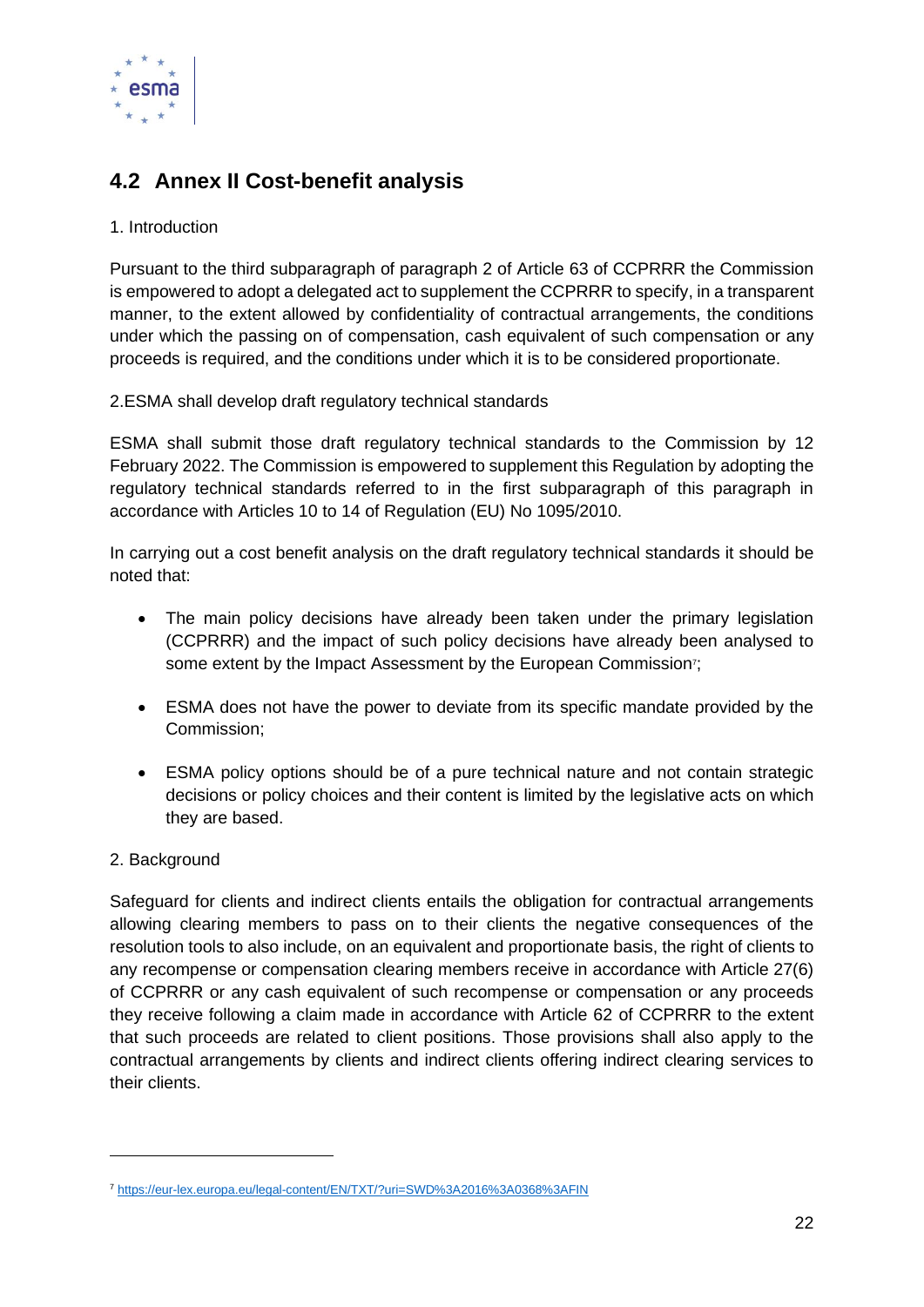## 4.2 Annex II Cost-benefit analysis

1. Introduction

Pursuant to the third subparagraph of paragraph 2 of Article 63 of CCPRRR the Commission is empowered to adopt a delegated act to supplement the CCPRRR to specify, in a transparent manner, to the extent allowed by confidentiality of contractual arrangements, the conditions under which the passing on of compensation, cash equivalent of such compensation or any proceeds is required, and the conditions under which it is to be considered proportionate.

2.ESMA shall develop draft regulatory technical standards

ESMA shall submit those draft regulatory technical standards to the Commission by 12 February 2022. The Commission is empowered to supplement this Regulation by adopting the regulatory technical standards referred to in the first subparagraph of this paragraph in accordance with Articles 10 to 14 of Regulation (EU) No 1095/2010.

In carrying out a cost benefit analysis on the draft regulatory technical standards it should be noted that:

- The main policy decisions have already been taken under the primary legislation (CCPRRR) and the impact of such policy decisions have already been analysed to some extent by the Impact Assessment by the European Commission[7];
- ESMA does not have the power to deviate from its specific mandate provided by the Commission;
- ESMA policy options should be of a pure technical nature and not contain strategic decisions or policy choices and their content is limited by the legislative acts on which they are based.

2. Background

Safeguard for clients and indirect clients entails the obligation for contractual arrangements allowing clearing members to pass on to their clients the negative consequences of the resolution tools to also include, on an equivalent and proportionate basis, the right of clients to any recompense or compensation clearing members receive in accordance with Article 27(6) of CCPRRR or any cash equivalent of such recompense or compensation or any proceeds they receive following a claim made in accordance with Article 62 of CCPRRR to the extent that such proceeds are related to client positions. Those provisions shall also apply to the contractual arrangements by clients and indirect clients offering indirect clearing services to their clients.

---

[7] https://eur-lex.europa.eu/legal-content/EN/TXT/?uri=SWD%3A2016%3A0368%3AFIN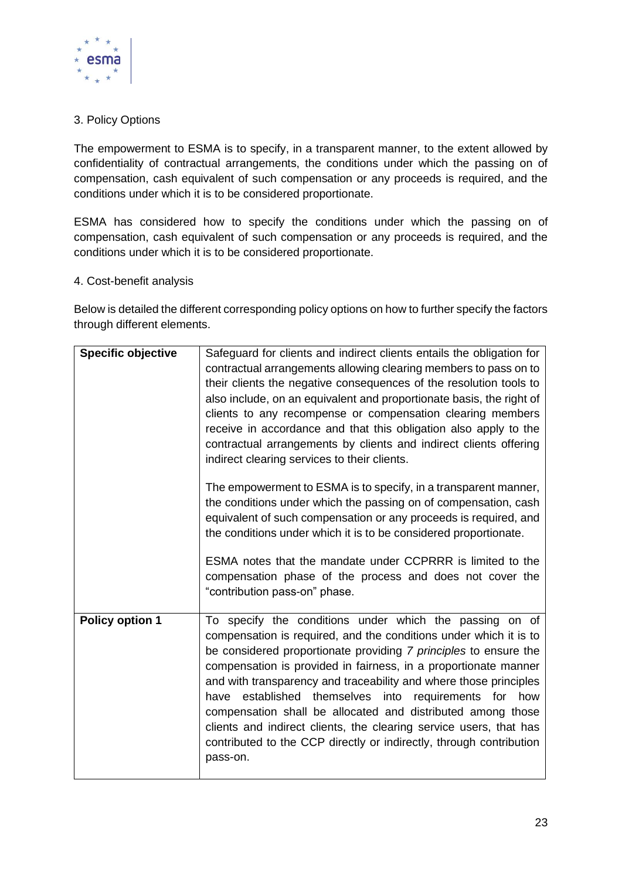3. Policy Options

The empowerment to ESMA is to specify, in a transparent manner, to the extent allowed by confidentiality of contractual arrangements, the conditions under which the passing on of compensation, cash equivalent of such compensation or any proceeds is required, and the conditions under which it is to be considered proportionate.

ESMA has considered how to specify the conditions under which the passing on of compensation, cash equivalent of such compensation or any proceeds is required, and the conditions under which it is to be considered proportionate.

4. Cost-benefit analysis

Below is detailed the different corresponding policy options on how to further specify the factors through different elements.

| **Specific objective** | Safeguard for clients and indirect clients entails the obligation for contractual arrangements allowing clearing members to pass on to their clients the negative consequences of the resolution tools to also include, on an equivalent and proportionate basis, the right of clients to any recompense or compensation clearing members receive in accordance and that this obligation also apply to the contractual arrangements by clients and indirect clients offering indirect clearing services to their clients.<br><br>The empowerment to ESMA is to specify, in a transparent manner, the conditions under which the passing on of compensation, cash equivalent of such compensation or any proceeds is required, and the conditions under which it is to be considered proportionate.<br><br>ESMA notes that the mandate under CCPRRR is limited to the compensation phase of the process and does not cover the "contribution pass-on" phase. |
|---|---|
| **Policy option 1** | To specify the conditions under which the passing on of compensation is required, and the conditions under which it is to be considered proportionate providing *7 principles* to ensure the compensation is provided in fairness, in a proportionate manner and with transparency and traceability and where those principles have established themselves into requirements for how compensation shall be allocated and distributed among those clients and indirect clients, the clearing service users, that has contributed to the CCP directly or indirectly, through contribution pass-on. |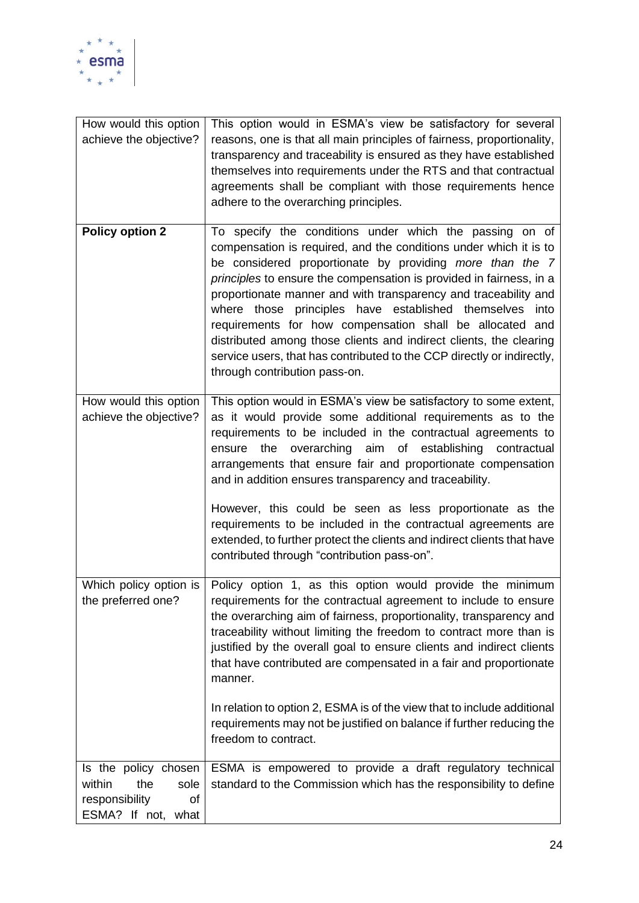| | |
|---|---|
| How would this option achieve the objective? | This option would in ESMA's view be satisfactory for several reasons, one is that all main principles of fairness, proportionality, transparency and traceability is ensured as they have established themselves into requirements under the RTS and that contractual agreements shall be compliant with those requirements hence adhere to the overarching principles. |
| **Policy option 2** | To specify the conditions under which the passing on of compensation is required, and the conditions under which it is to be considered proportionate by providing *more than the 7 principles* to ensure the compensation is provided in fairness, in a proportionate manner and with transparency and traceability and where those principles have established themselves into requirements for how compensation shall be allocated and distributed among those clients and indirect clients, the clearing service users, that has contributed to the CCP directly or indirectly, through contribution pass-on. |
| How would this option achieve the objective? | This option would in ESMA's view be satisfactory to some extent, as it would provide some additional requirements as to the requirements to be included in the contractual agreements to ensure the overarching aim of establishing contractual arrangements that ensure fair and proportionate compensation and in addition ensures transparency and traceability.<br><br>However, this could be seen as less proportionate as the requirements to be included in the contractual agreements are extended, to further protect the clients and indirect clients that have contributed through "contribution pass-on". |
| Which policy option is the preferred one? | Policy option 1, as this option would provide the minimum requirements for the contractual agreement to include to ensure the overarching aim of fairness, proportionality, transparency and traceability without limiting the freedom to contract more than is justified by the overall goal to ensure clients and indirect clients that have contributed are compensated in a fair and proportionate manner.<br><br>In relation to option 2, ESMA is of the view that to include additional requirements may not be justified on balance if further reducing the freedom to contract. |
| Is the policy chosen within the sole responsibility of ESMA? If not, what | ESMA is empowered to provide a draft regulatory technical standard to the Commission which has the responsibility to define |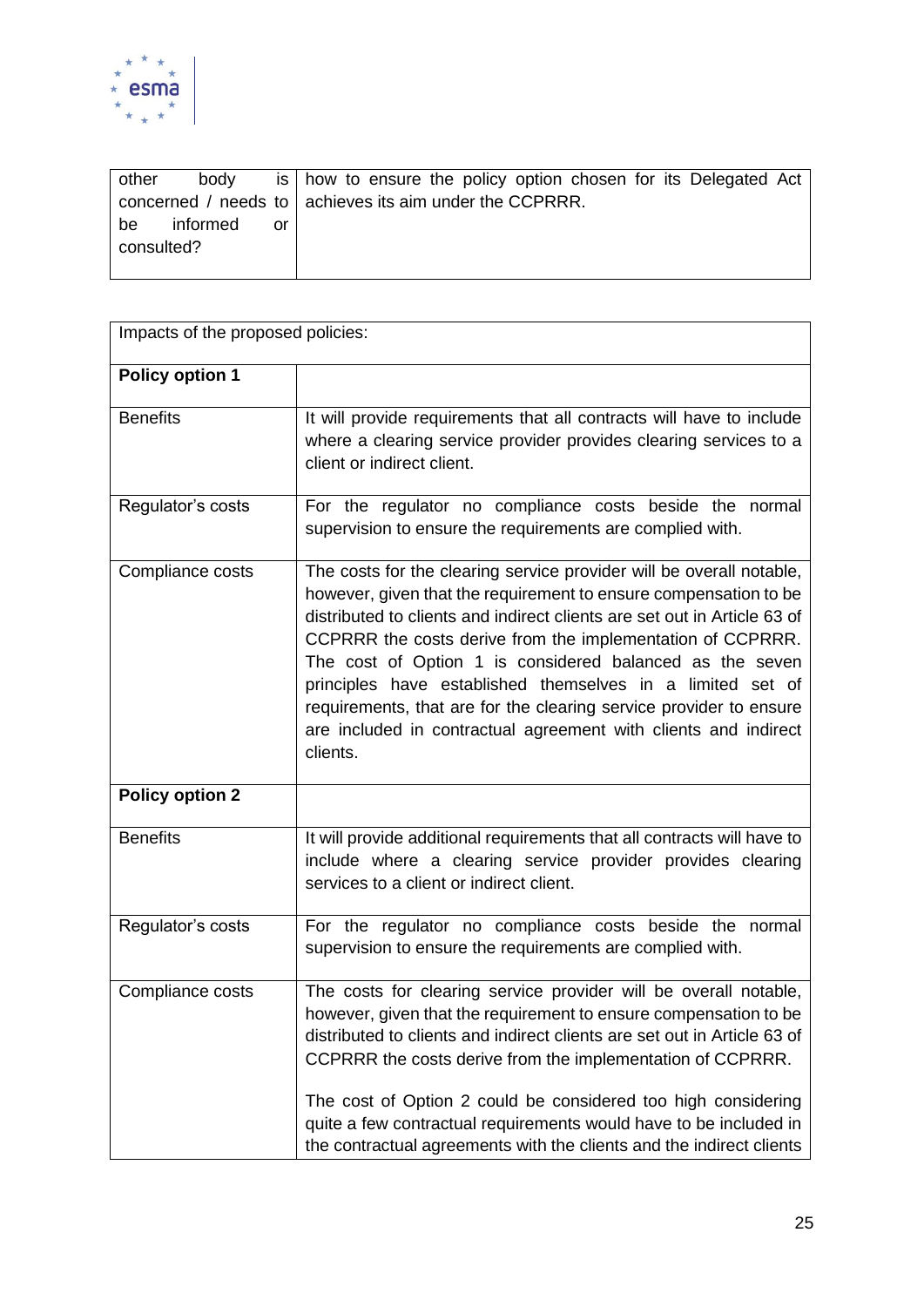| other body is concerned / needs to be informed or consulted? | how to ensure the policy option chosen for its Delegated Act achieves its aim under the CCPRRR. |
|---|---|

| Impacts of the proposed policies: | |
|---|---|
| **Policy option 1** | |
| Benefits | It will provide requirements that all contracts will have to include where a clearing service provider provides clearing services to a client or indirect client. |
| Regulator's costs | For the regulator no compliance costs beside the normal supervision to ensure the requirements are complied with. |
| Compliance costs | The costs for the clearing service provider will be overall notable, however, given that the requirement to ensure compensation to be distributed to clients and indirect clients are set out in Article 63 of CCPRRR the costs derive from the implementation of CCPRRR. The cost of Option 1 is considered balanced as the seven principles have established themselves in a limited set of requirements, that are for the clearing service provider to ensure are included in contractual agreement with clients and indirect clients. |
| **Policy option 2** | |
| Benefits | It will provide additional requirements that all contracts will have to include where a clearing service provider provides clearing services to a client or indirect client. |
| Regulator's costs | For the regulator no compliance costs beside the normal supervision to ensure the requirements are complied with. |
| Compliance costs | The costs for clearing service provider will be overall notable, however, given that the requirement to ensure compensation to be distributed to clients and indirect clients are set out in Article 63 of CCPRRR the costs derive from the implementation of CCPRRR.<br><br>The cost of Option 2 could be considered too high considering quite a few contractual requirements would have to be included in the contractual agreements with the clients and the indirect clients |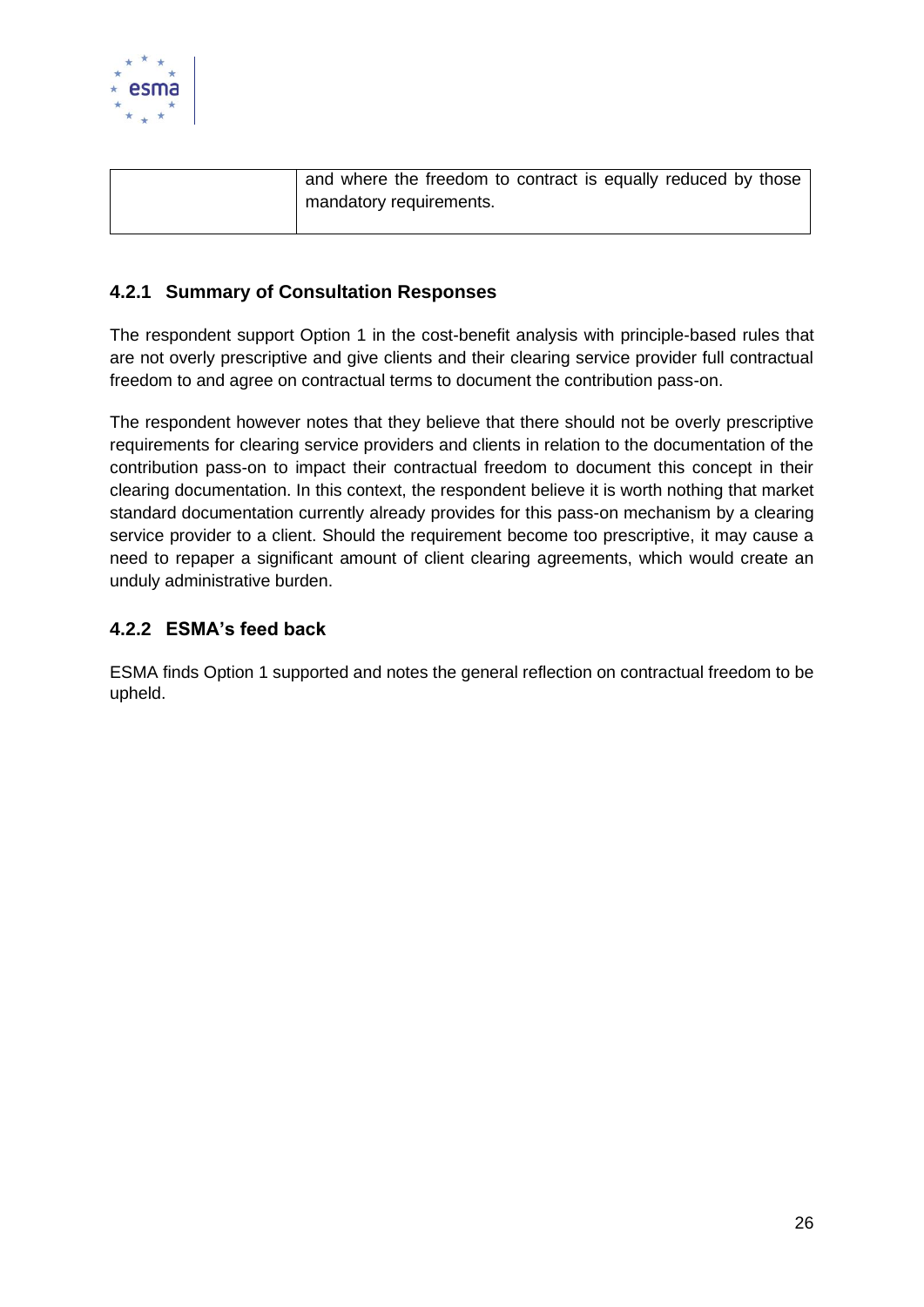|  | and where the freedom to contract is equally reduced by those mandatory requirements. |
|---|---|

### 4.2.1 Summary of Consultation Responses

The respondent support Option 1 in the cost-benefit analysis with principle-based rules that are not overly prescriptive and give clients and their clearing service provider full contractual freedom to and agree on contractual terms to document the contribution pass-on.

The respondent however notes that they believe that there should not be overly prescriptive requirements for clearing service providers and clients in relation to the documentation of the contribution pass-on to impact their contractual freedom to document this concept in their clearing documentation. In this context, the respondent believe it is worth nothing that market standard documentation currently already provides for this pass-on mechanism by a clearing service provider to a client. Should the requirement become too prescriptive, it may cause a need to repaper a significant amount of client clearing agreements, which would create an unduly administrative burden.

### 4.2.2 ESMA's feed back

ESMA finds Option 1 supported and notes the general reflection on contractual freedom to be upheld.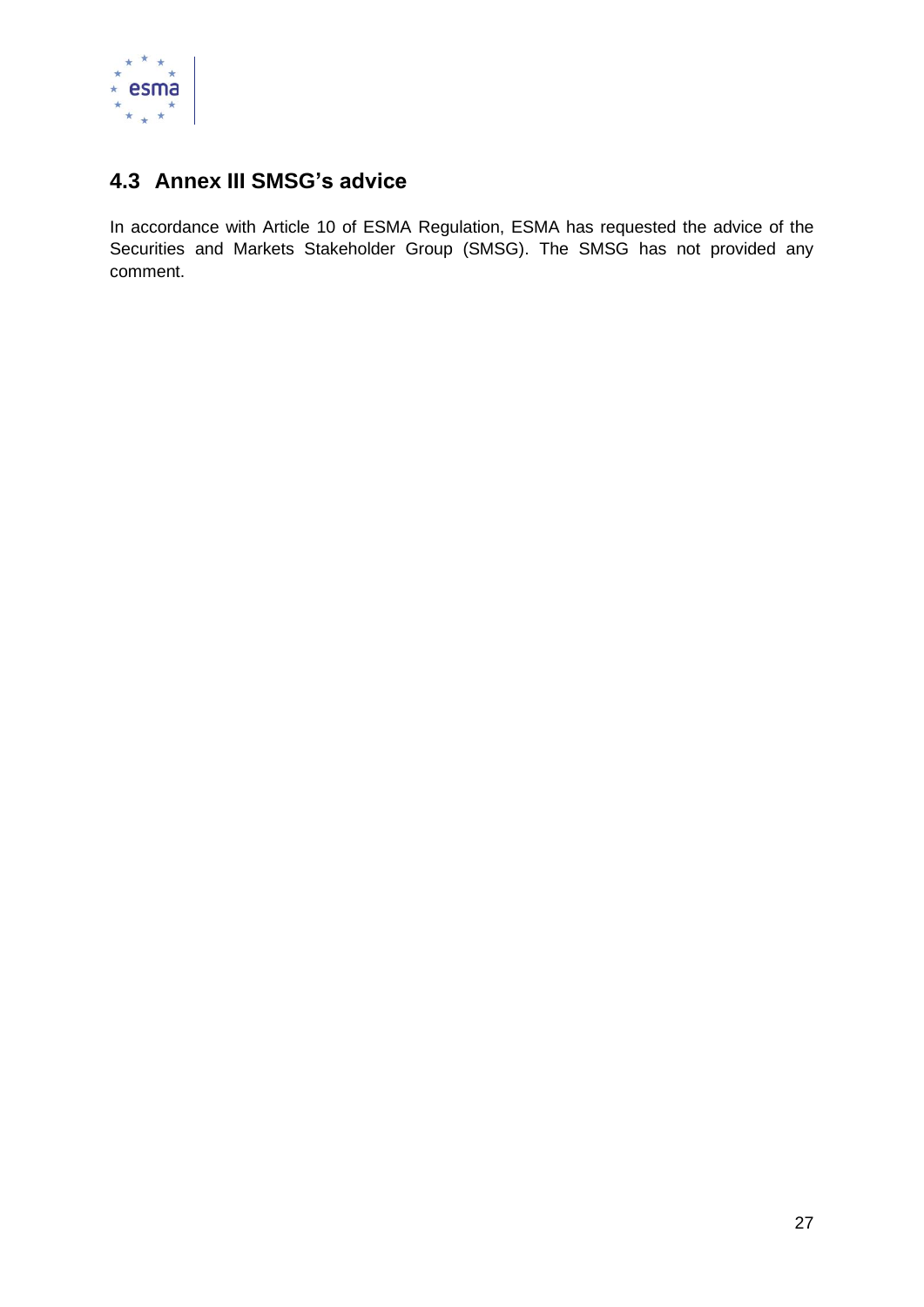## 4.3 Annex III SMSG's advice

In accordance with Article 10 of ESMA Regulation, ESMA has requested the advice of the Securities and Markets Stakeholder Group (SMSG). The SMSG has not provided any comment.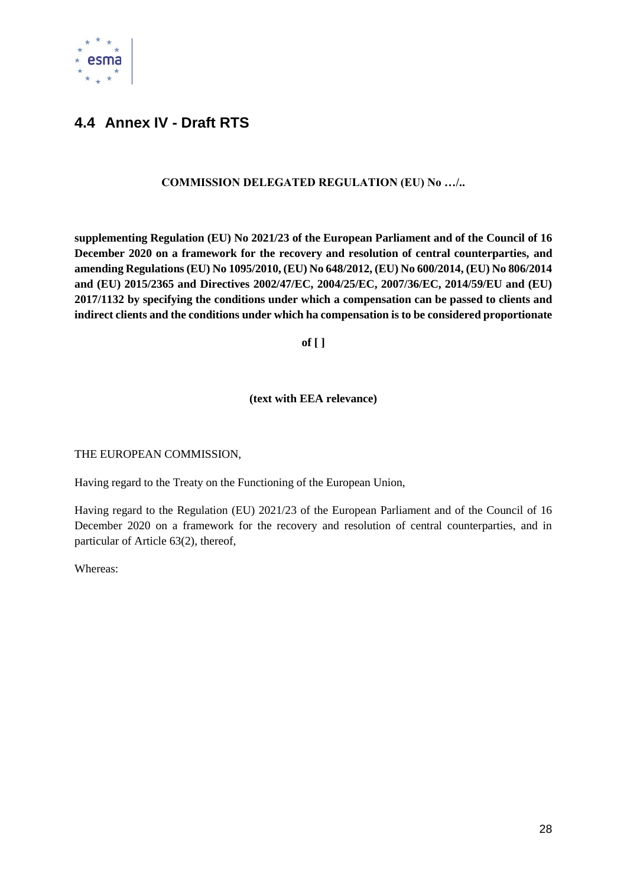## 4.4 Annex IV - Draft RTS

**COMMISSION DELEGATED REGULATION (EU) No …/..**

**supplementing Regulation (EU) No 2021/23 of the European Parliament and of the Council of 16 December 2020 on a framework for the recovery and resolution of central counterparties, and amending Regulations (EU) No 1095/2010, (EU) No 648/2012, (EU) No 600/2014, (EU) No 806/2014 and (EU) 2015/2365 and Directives 2002/47/EC, 2004/25/EC, 2007/36/EC, 2014/59/EU and (EU) 2017/1132 by specifying the conditions under which a compensation can be passed to clients and indirect clients and the conditions under which ha compensation is to be considered proportionate**

**of [ ]**

**(text with EEA relevance)**

THE EUROPEAN COMMISSION,

Having regard to the Treaty on the Functioning of the European Union,

Having regard to the Regulation (EU) 2021/23 of the European Parliament and of the Council of 16 December 2020 on a framework for the recovery and resolution of central counterparties, and in particular of Article 63(2), thereof,

Whereas: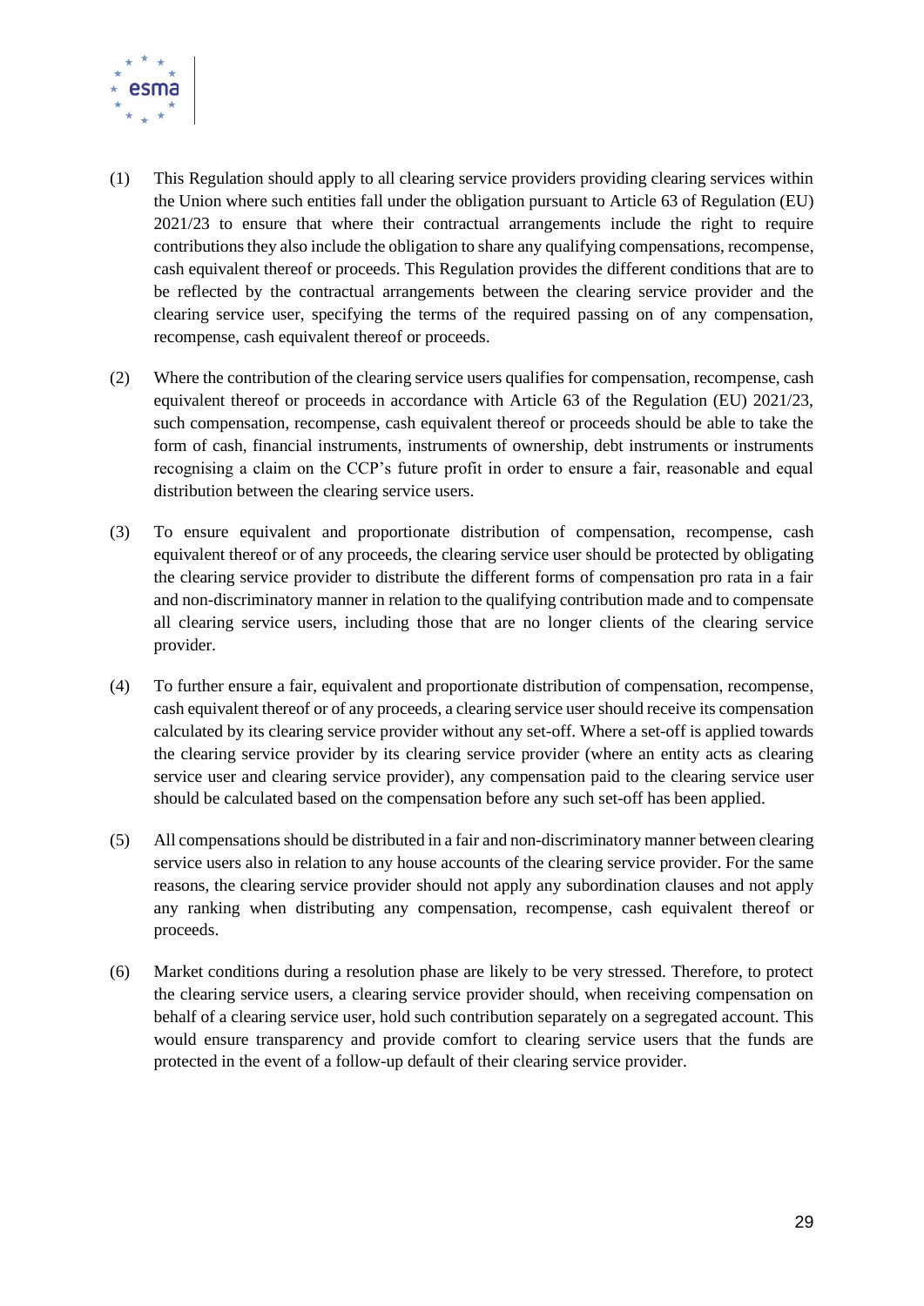(1) This Regulation should apply to all clearing service providers providing clearing services within the Union where such entities fall under the obligation pursuant to Article 63 of Regulation (EU) 2021/23 to ensure that where their contractual arrangements include the right to require contributions they also include the obligation to share any qualifying compensations, recompense, cash equivalent thereof or proceeds. This Regulation provides the different conditions that are to be reflected by the contractual arrangements between the clearing service provider and the clearing service user, specifying the terms of the required passing on of any compensation, recompense, cash equivalent thereof or proceeds.

(2) Where the contribution of the clearing service users qualifies for compensation, recompense, cash equivalent thereof or proceeds in accordance with Article 63 of the Regulation (EU) 2021/23, such compensation, recompense, cash equivalent thereof or proceeds should be able to take the form of cash, financial instruments, instruments of ownership, debt instruments or instruments recognising a claim on the CCP's future profit in order to ensure a fair, reasonable and equal distribution between the clearing service users.

(3) To ensure equivalent and proportionate distribution of compensation, recompense, cash equivalent thereof or of any proceeds, the clearing service user should be protected by obligating the clearing service provider to distribute the different forms of compensation pro rata in a fair and non-discriminatory manner in relation to the qualifying contribution made and to compensate all clearing service users, including those that are no longer clients of the clearing service provider.

(4) To further ensure a fair, equivalent and proportionate distribution of compensation, recompense, cash equivalent thereof or of any proceeds, a clearing service user should receive its compensation calculated by its clearing service provider without any set-off. Where a set-off is applied towards the clearing service provider by its clearing service provider (where an entity acts as clearing service user and clearing service provider), any compensation paid to the clearing service user should be calculated based on the compensation before any such set-off has been applied.

(5) All compensations should be distributed in a fair and non-discriminatory manner between clearing service users also in relation to any house accounts of the clearing service provider. For the same reasons, the clearing service provider should not apply any subordination clauses and not apply any ranking when distributing any compensation, recompense, cash equivalent thereof or proceeds.

(6) Market conditions during a resolution phase are likely to be very stressed. Therefore, to protect the clearing service users, a clearing service provider should, when receiving compensation on behalf of a clearing service user, hold such contribution separately on a segregated account. This would ensure transparency and provide comfort to clearing service users that the funds are protected in the event of a follow-up default of their clearing service provider.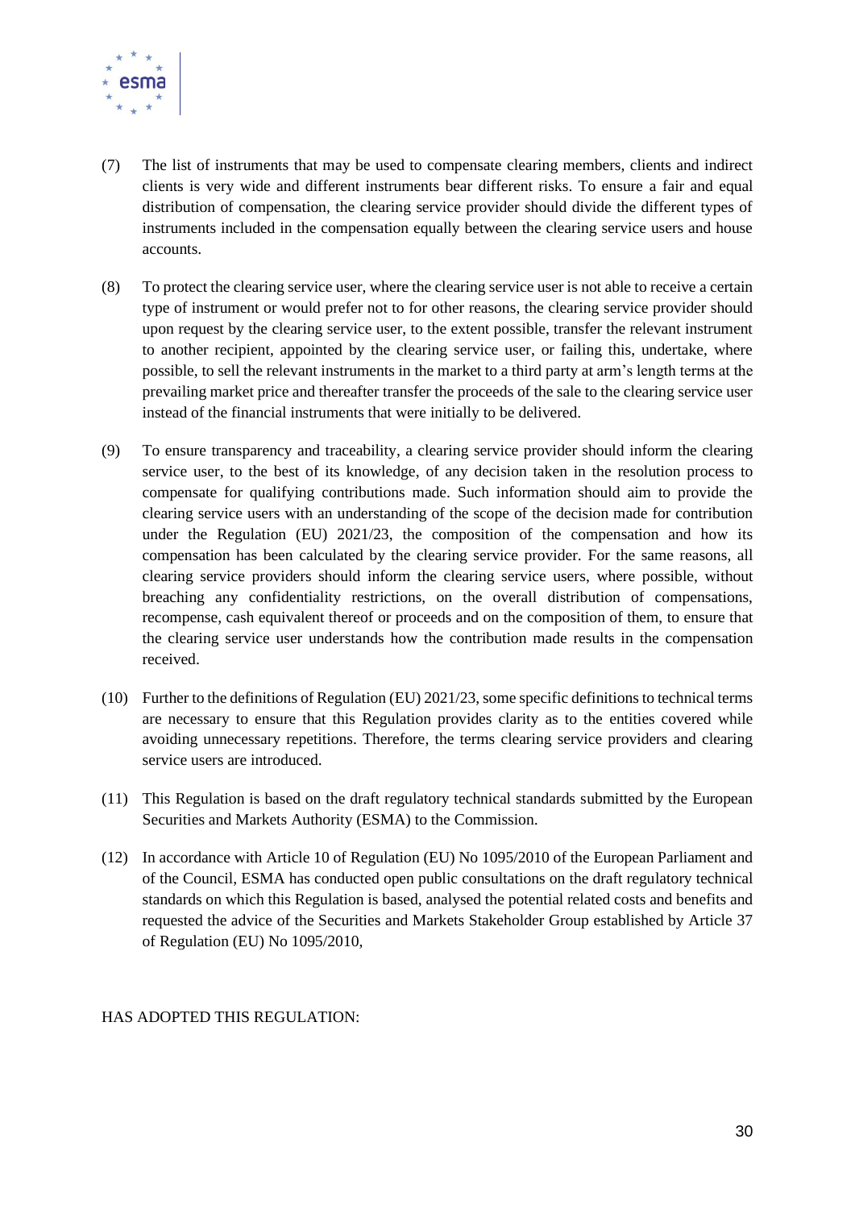(7) The list of instruments that may be used to compensate clearing members, clients and indirect clients is very wide and different instruments bear different risks. To ensure a fair and equal distribution of compensation, the clearing service provider should divide the different types of instruments included in the compensation equally between the clearing service users and house accounts.

(8) To protect the clearing service user, where the clearing service user is not able to receive a certain type of instrument or would prefer not to for other reasons, the clearing service provider should upon request by the clearing service user, to the extent possible, transfer the relevant instrument to another recipient, appointed by the clearing service user, or failing this, undertake, where possible, to sell the relevant instruments in the market to a third party at arm's length terms at the prevailing market price and thereafter transfer the proceeds of the sale to the clearing service user instead of the financial instruments that were initially to be delivered.

(9) To ensure transparency and traceability, a clearing service provider should inform the clearing service user, to the best of its knowledge, of any decision taken in the resolution process to compensate for qualifying contributions made. Such information should aim to provide the clearing service users with an understanding of the scope of the decision made for contribution under the Regulation (EU) 2021/23, the composition of the compensation and how its compensation has been calculated by the clearing service provider. For the same reasons, all clearing service providers should inform the clearing service users, where possible, without breaching any confidentiality restrictions, on the overall distribution of compensations, recompense, cash equivalent thereof or proceeds and on the composition of them, to ensure that the clearing service user understands how the contribution made results in the compensation received.

(10) Further to the definitions of Regulation (EU) 2021/23, some specific definitions to technical terms are necessary to ensure that this Regulation provides clarity as to the entities covered while avoiding unnecessary repetitions. Therefore, the terms clearing service providers and clearing service users are introduced.

(11) This Regulation is based on the draft regulatory technical standards submitted by the European Securities and Markets Authority (ESMA) to the Commission.

(12) In accordance with Article 10 of Regulation (EU) No 1095/2010 of the European Parliament and of the Council, ESMA has conducted open public consultations on the draft regulatory technical standards on which this Regulation is based, analysed the potential related costs and benefits and requested the advice of the Securities and Markets Stakeholder Group established by Article 37 of Regulation (EU) No 1095/2010,

HAS ADOPTED THIS REGULATION: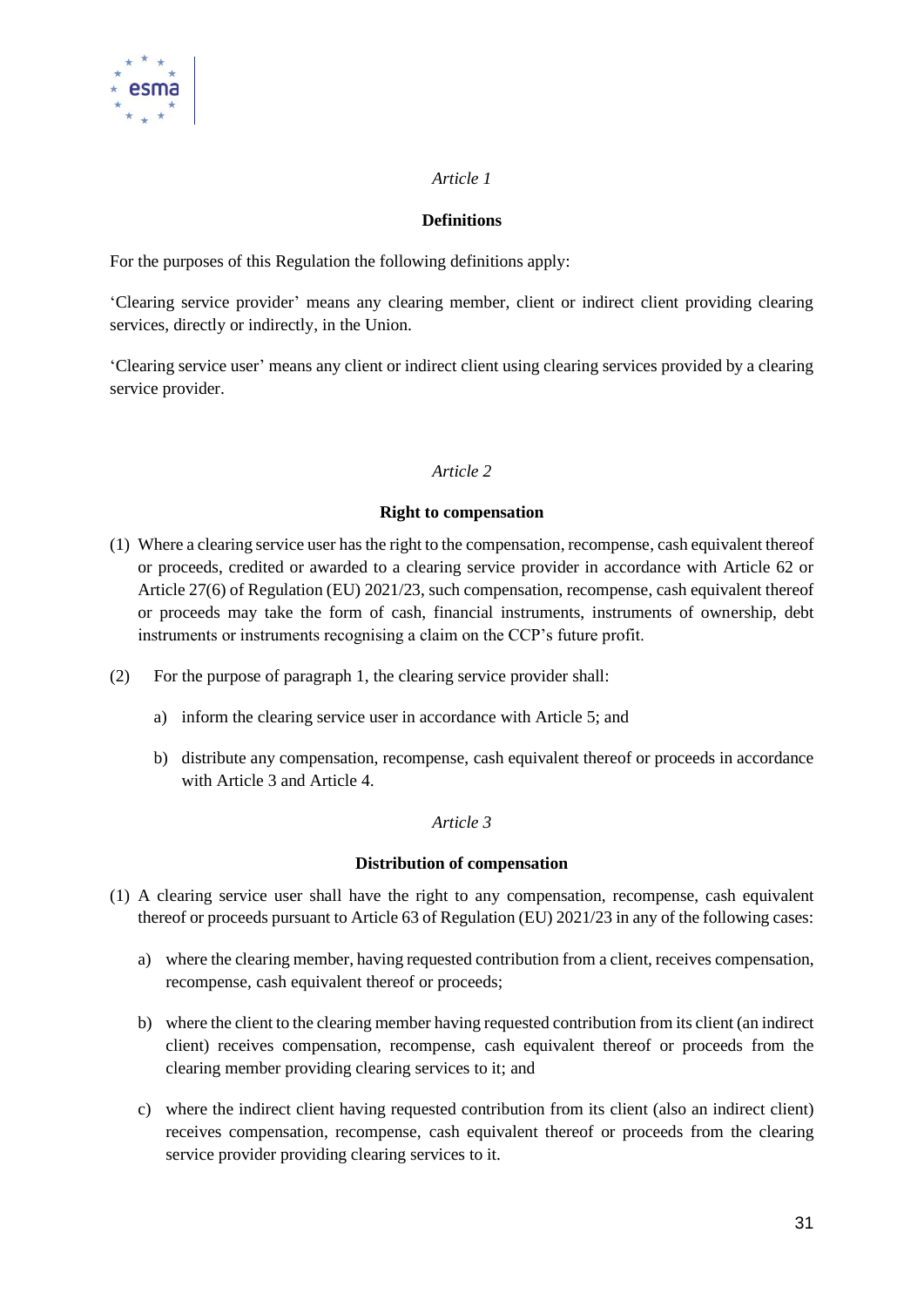*Article 1*

**Definitions**

For the purposes of this Regulation the following definitions apply:

'Clearing service provider' means any clearing member, client or indirect client providing clearing services, directly or indirectly, in the Union.

'Clearing service user' means any client or indirect client using clearing services provided by a clearing service provider.

*Article 2*

**Right to compensation**

(1) Where a clearing service user has the right to the compensation, recompense, cash equivalent thereof or proceeds, credited or awarded to a clearing service provider in accordance with Article 62 or Article 27(6) of Regulation (EU) 2021/23, such compensation, recompense, cash equivalent thereof or proceeds may take the form of cash, financial instruments, instruments of ownership, debt instruments or instruments recognising a claim on the CCP's future profit.

(2) For the purpose of paragraph 1, the clearing service provider shall:

a) inform the clearing service user in accordance with Article 5; and

b) distribute any compensation, recompense, cash equivalent thereof or proceeds in accordance with Article 3 and Article 4.

*Article 3*

**Distribution of compensation**

(1) A clearing service user shall have the right to any compensation, recompense, cash equivalent thereof or proceeds pursuant to Article 63 of Regulation (EU) 2021/23 in any of the following cases:

a) where the clearing member, having requested contribution from a client, receives compensation, recompense, cash equivalent thereof or proceeds;

b) where the client to the clearing member having requested contribution from its client (an indirect client) receives compensation, recompense, cash equivalent thereof or proceeds from the clearing member providing clearing services to it; and

c) where the indirect client having requested contribution from its client (also an indirect client) receives compensation, recompense, cash equivalent thereof or proceeds from the clearing service provider providing clearing services to it.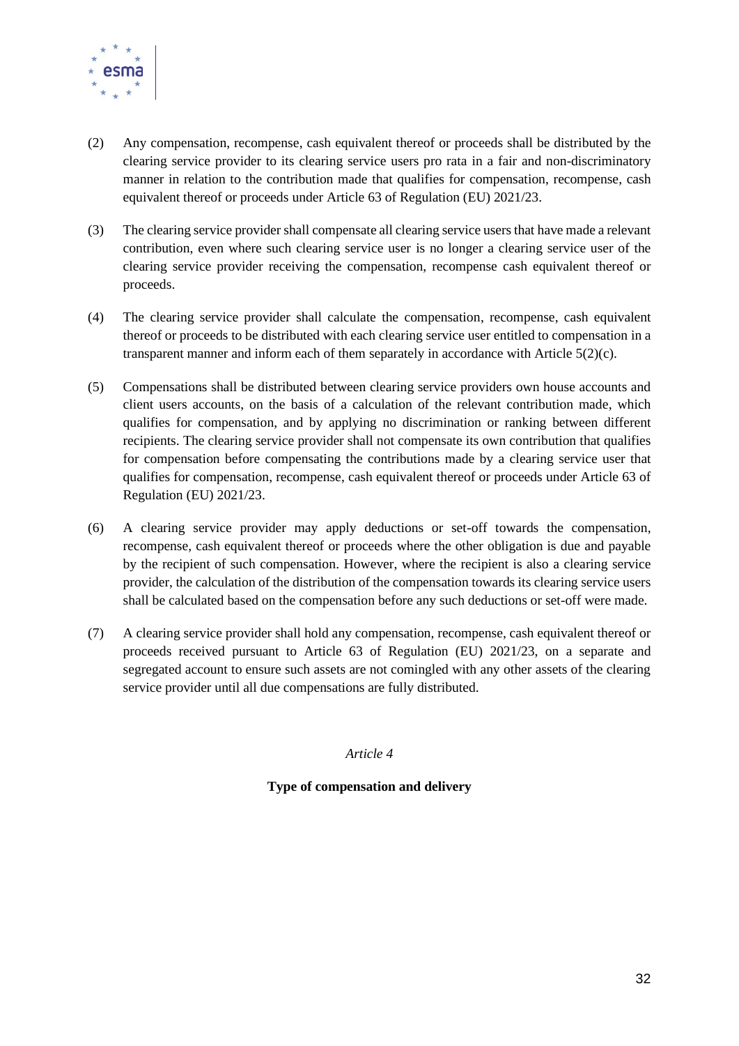(2) Any compensation, recompense, cash equivalent thereof or proceeds shall be distributed by the clearing service provider to its clearing service users pro rata in a fair and non-discriminatory manner in relation to the contribution made that qualifies for compensation, recompense, cash equivalent thereof or proceeds under Article 63 of Regulation (EU) 2021/23.

(3) The clearing service provider shall compensate all clearing service users that have made a relevant contribution, even where such clearing service user is no longer a clearing service user of the clearing service provider receiving the compensation, recompense cash equivalent thereof or proceeds.

(4) The clearing service provider shall calculate the compensation, recompense, cash equivalent thereof or proceeds to be distributed with each clearing service user entitled to compensation in a transparent manner and inform each of them separately in accordance with Article 5(2)(c).

(5) Compensations shall be distributed between clearing service providers own house accounts and client users accounts, on the basis of a calculation of the relevant contribution made, which qualifies for compensation, and by applying no discrimination or ranking between different recipients. The clearing service provider shall not compensate its own contribution that qualifies for compensation before compensating the contributions made by a clearing service user that qualifies for compensation, recompense, cash equivalent thereof or proceeds under Article 63 of Regulation (EU) 2021/23.

(6) A clearing service provider may apply deductions or set-off towards the compensation, recompense, cash equivalent thereof or proceeds where the other obligation is due and payable by the recipient of such compensation. However, where the recipient is also a clearing service provider, the calculation of the distribution of the compensation towards its clearing service users shall be calculated based on the compensation before any such deductions or set-off were made.

(7) A clearing service provider shall hold any compensation, recompense, cash equivalent thereof or proceeds received pursuant to Article 63 of Regulation (EU) 2021/23, on a separate and segregated account to ensure such assets are not comingled with any other assets of the clearing service provider until all due compensations are fully distributed.

*Article 4*

**Type of compensation and delivery**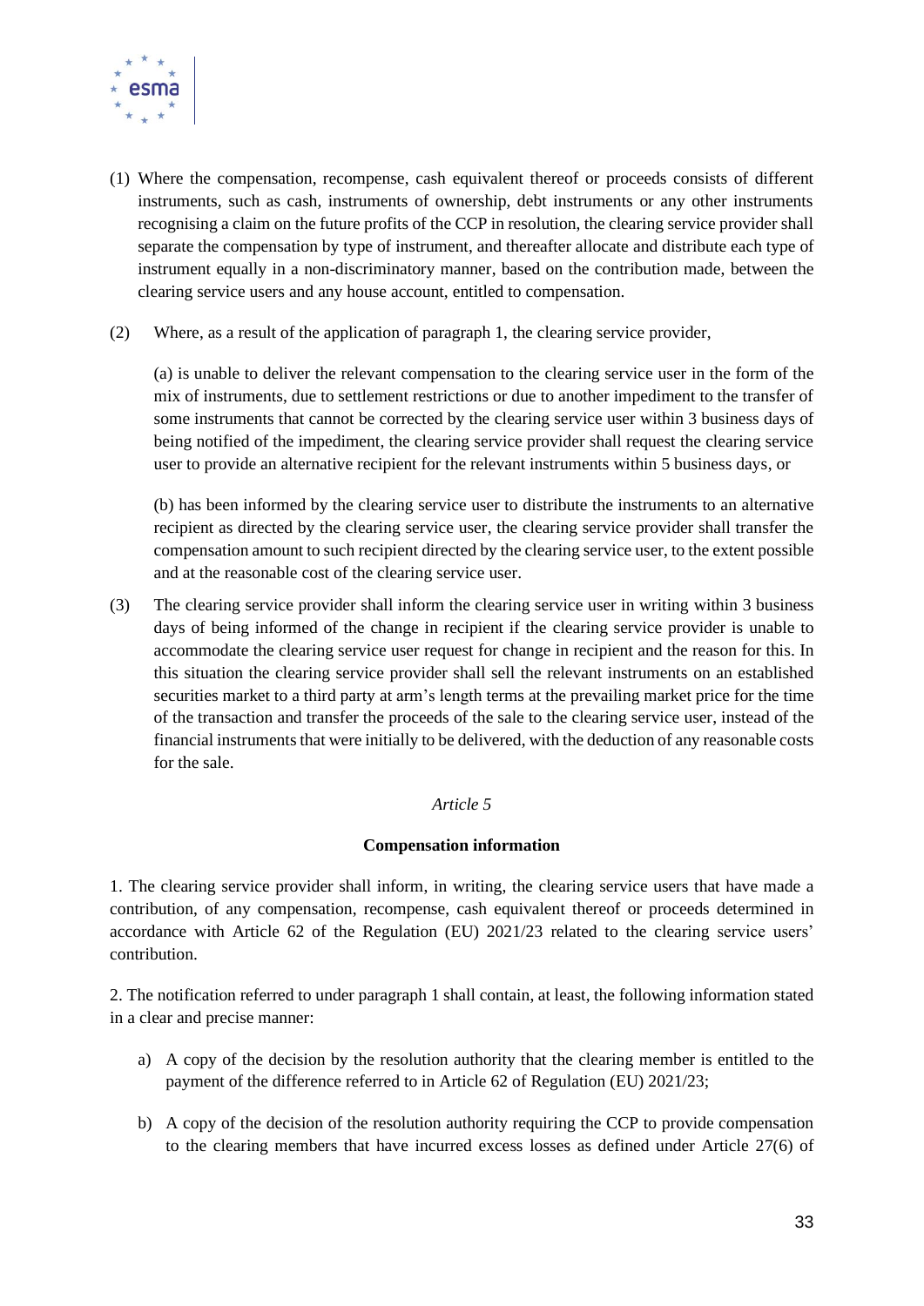(1) Where the compensation, recompense, cash equivalent thereof or proceeds consists of different instruments, such as cash, instruments of ownership, debt instruments or any other instruments recognising a claim on the future profits of the CCP in resolution, the clearing service provider shall separate the compensation by type of instrument, and thereafter allocate and distribute each type of instrument equally in a non-discriminatory manner, based on the contribution made, between the clearing service users and any house account, entitled to compensation.

(2) Where, as a result of the application of paragraph 1, the clearing service provider,

(a) is unable to deliver the relevant compensation to the clearing service user in the form of the mix of instruments, due to settlement restrictions or due to another impediment to the transfer of some instruments that cannot be corrected by the clearing service user within 3 business days of being notified of the impediment, the clearing service provider shall request the clearing service user to provide an alternative recipient for the relevant instruments within 5 business days, or

(b) has been informed by the clearing service user to distribute the instruments to an alternative recipient as directed by the clearing service user, the clearing service provider shall transfer the compensation amount to such recipient directed by the clearing service user, to the extent possible and at the reasonable cost of the clearing service user.

(3) The clearing service provider shall inform the clearing service user in writing within 3 business days of being informed of the change in recipient if the clearing service provider is unable to accommodate the clearing service user request for change in recipient and the reason for this. In this situation the clearing service provider shall sell the relevant instruments on an established securities market to a third party at arm's length terms at the prevailing market price for the time of the transaction and transfer the proceeds of the sale to the clearing service user, instead of the financial instruments that were initially to be delivered, with the deduction of any reasonable costs for the sale.

*Article 5*

**Compensation information**

1. The clearing service provider shall inform, in writing, the clearing service users that have made a contribution, of any compensation, recompense, cash equivalent thereof or proceeds determined in accordance with Article 62 of the Regulation (EU) 2021/23 related to the clearing service users' contribution.

2. The notification referred to under paragraph 1 shall contain, at least, the following information stated in a clear and precise manner:

a) A copy of the decision by the resolution authority that the clearing member is entitled to the payment of the difference referred to in Article 62 of Regulation (EU) 2021/23;

b) A copy of the decision of the resolution authority requiring the CCP to provide compensation to the clearing members that have incurred excess losses as defined under Article 27(6) of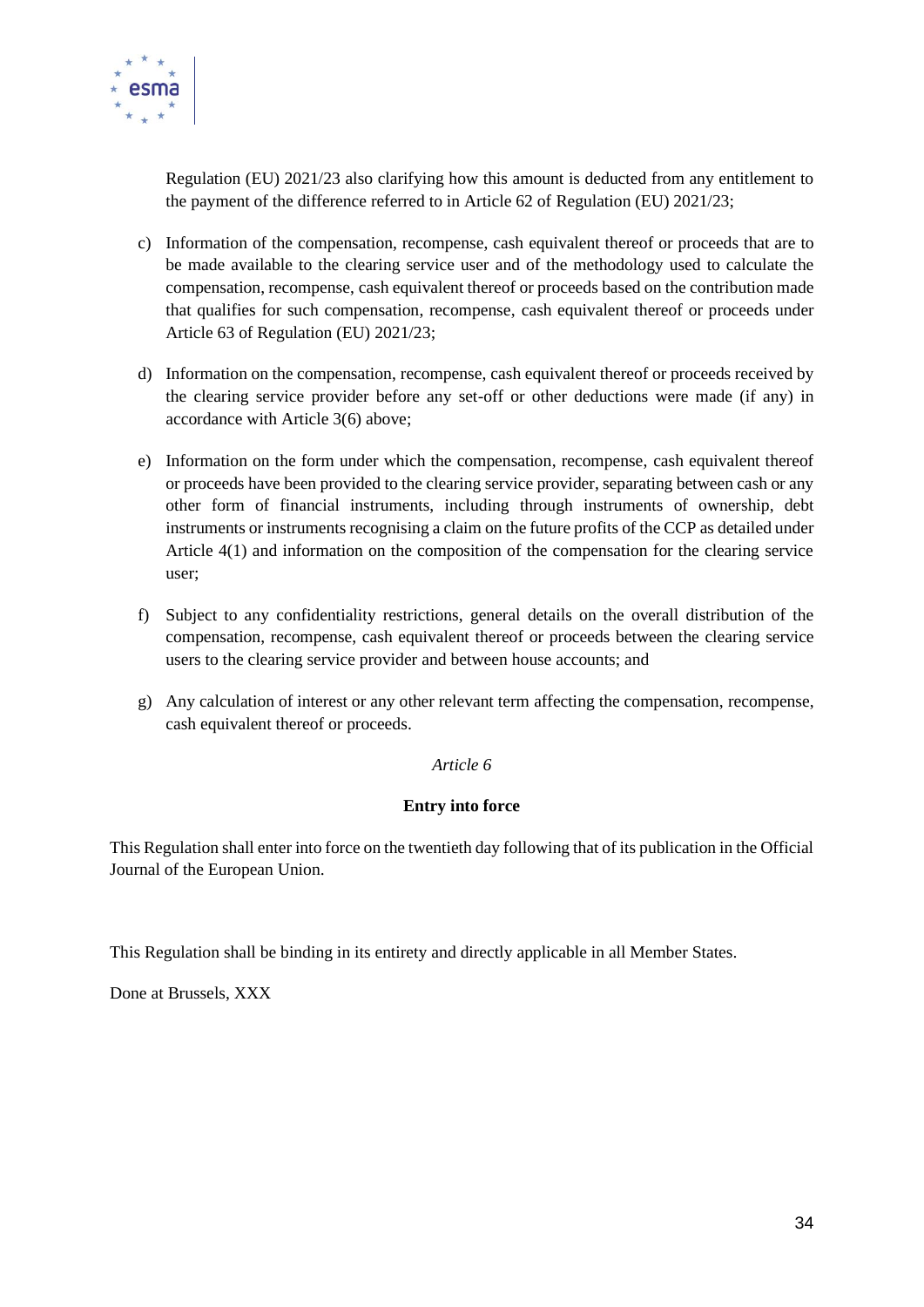Regulation (EU) 2021/23 also clarifying how this amount is deducted from any entitlement to the payment of the difference referred to in Article 62 of Regulation (EU) 2021/23;

c) Information of the compensation, recompense, cash equivalent thereof or proceeds that are to be made available to the clearing service user and of the methodology used to calculate the compensation, recompense, cash equivalent thereof or proceeds based on the contribution made that qualifies for such compensation, recompense, cash equivalent thereof or proceeds under Article 63 of Regulation (EU) 2021/23;

d) Information on the compensation, recompense, cash equivalent thereof or proceeds received by the clearing service provider before any set-off or other deductions were made (if any) in accordance with Article 3(6) above;

e) Information on the form under which the compensation, recompense, cash equivalent thereof or proceeds have been provided to the clearing service provider, separating between cash or any other form of financial instruments, including through instruments of ownership, debt instruments or instruments recognising a claim on the future profits of the CCP as detailed under Article 4(1) and information on the composition of the compensation for the clearing service user;

f) Subject to any confidentiality restrictions, general details on the overall distribution of the compensation, recompense, cash equivalent thereof or proceeds between the clearing service users to the clearing service provider and between house accounts; and

g) Any calculation of interest or any other relevant term affecting the compensation, recompense, cash equivalent thereof or proceeds.

*Article 6*

**Entry into force**

This Regulation shall enter into force on the twentieth day following that of its publication in the Official Journal of the European Union.

This Regulation shall be binding in its entirety and directly applicable in all Member States.

Done at Brussels, XXX